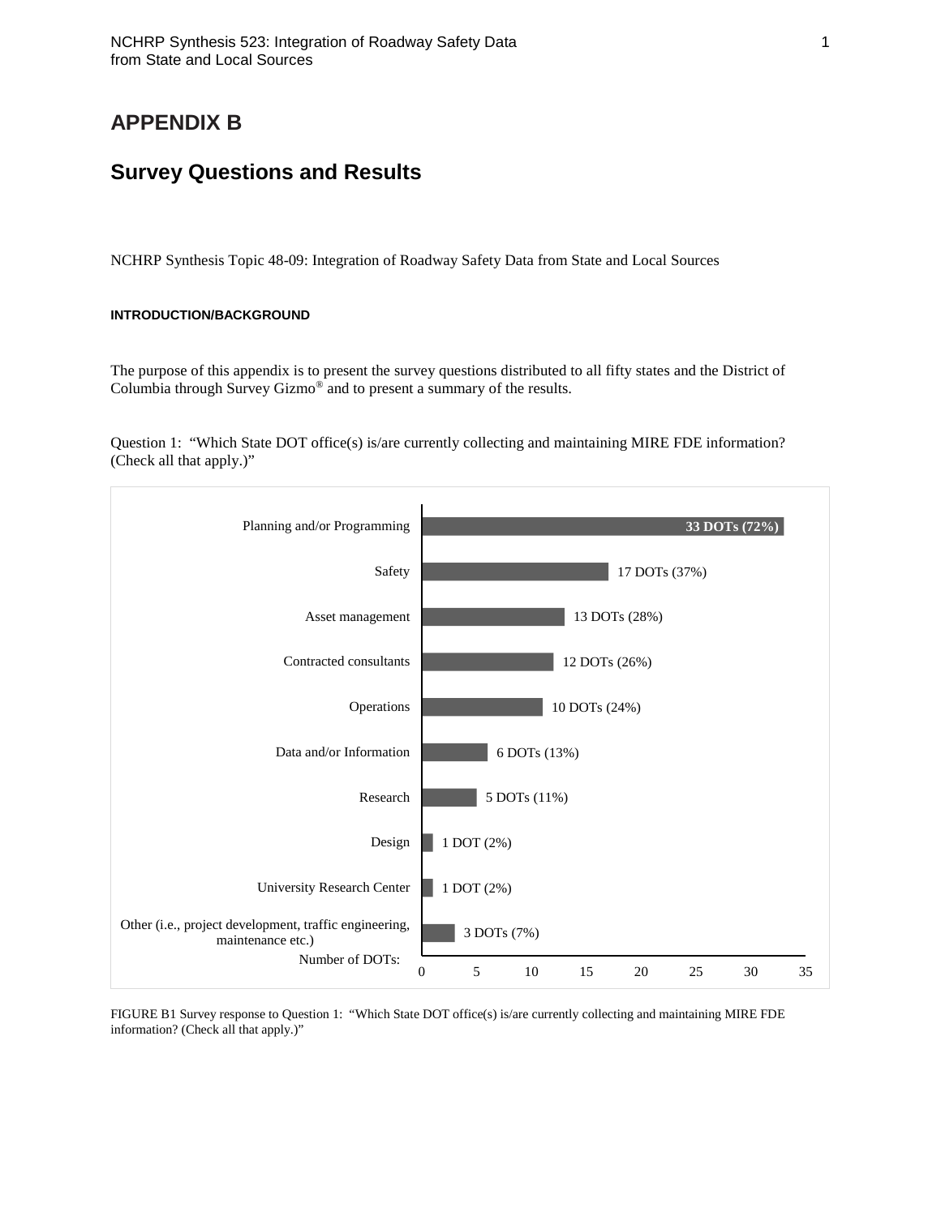# APPENDIX B

# Survey Questions and Results

NCHRP Synthesis Topic 48-09: Integration of Roadway Safety Data from State and Local Sources

#### INTRODUCTION/BACKGROUND

The purpose of this appendix is to present the survey questions distributed to all fifty states and the District of Columbia through Survey Gizmo® and to present a summary of the results.

Question 1: "Which State DOT office(s) is/are currently collecting and maintaining MIRE FDE information? (Check all that apply.)"

| Office | Number of DOTs |
| --- | --- |
| Planning and/or Programming | 33 DOTs (72%) |
| Safety | 17 DOTs (37%) |
| Asset management | 13 DOTs (28%) |
| Contracted consultants | 12 DOTs (26%) |
| Operations | 10 DOTs (24%) |
| Data and/or Information | 6 DOTs (13%) |
| Research | 5 DOTs (11%) |
| Design | 1 DOT (2%) |
| University Research Center | 1 DOT (2%) |
| Other (i.e., project development, traffic engineering, maintenance etc.) | 3 DOTs (7%) |

FIGURE B1 Survey response to Question 1: "Which State DOT office(s) is/are currently collecting and maintaining MIRE FDE information? (Check all that apply.)"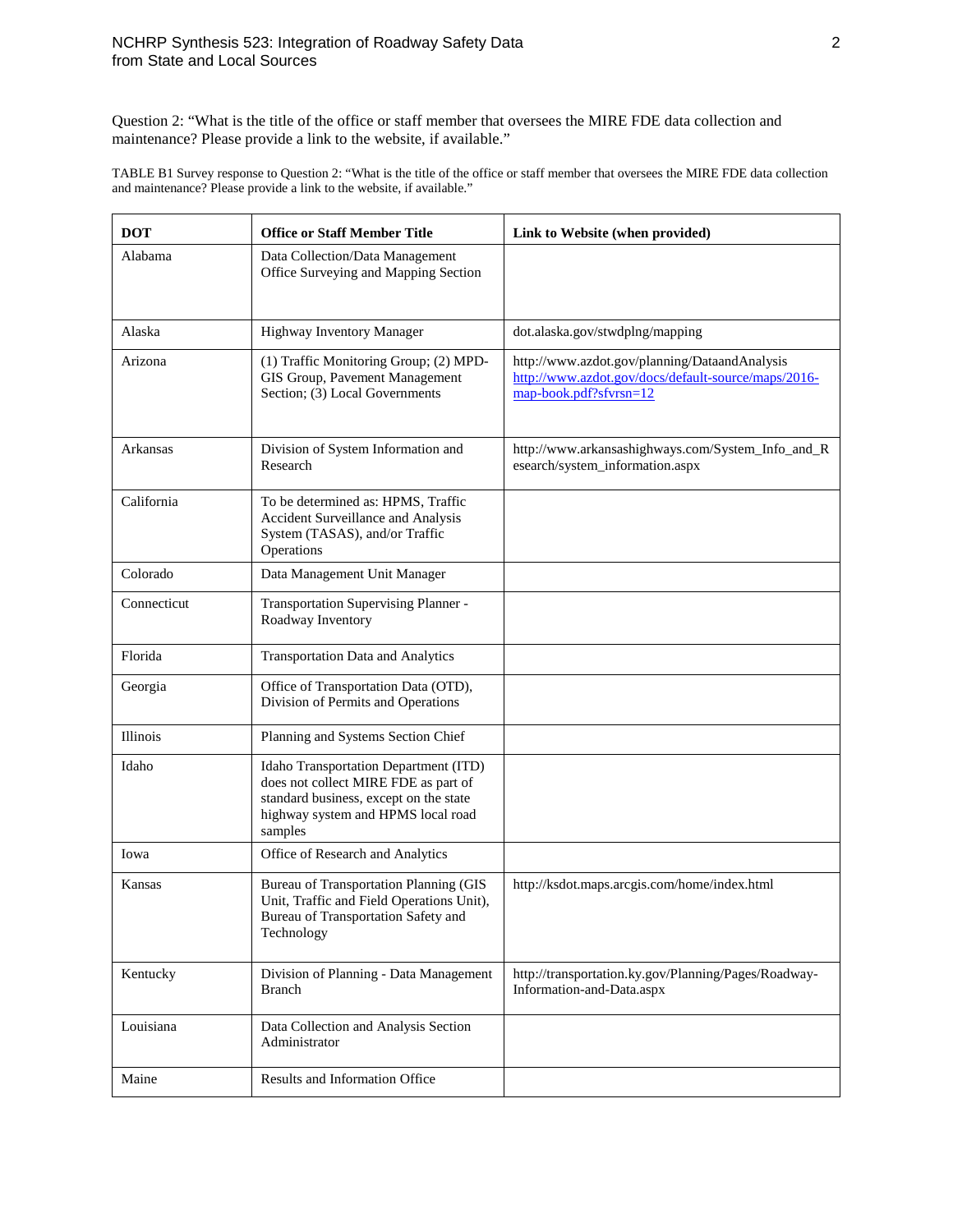Question 2: "What is the title of the office or staff member that oversees the MIRE FDE data collection and maintenance? Please provide a link to the website, if available."

TABLE B1 Survey response to Question 2: "What is the title of the office or staff member that oversees the MIRE FDE data collection and maintenance? Please provide a link to the website, if available."

| DOT | Office or Staff Member Title | Link to Website (when provided) |
|---|---|---|
| Alabama | Data Collection/Data Management Office Surveying and Mapping Section | |
| Alaska | Highway Inventory Manager | dot.alaska.gov/stwdplng/mapping |
| Arizona | (1) Traffic Monitoring Group; (2) MPD-GIS Group, Pavement Management Section; (3) Local Governments | http://www.azdot.gov/planning/DataandAnalysis http://www.azdot.gov/docs/default-source/maps/2016-map-book.pdf?sfvrsn=12 |
| Arkansas | Division of System Information and Research | http://www.arkansashighways.com/System_Info_and_Research/system_information.aspx |
| California | To be determined as: HPMS, Traffic Accident Surveillance and Analysis System (TASAS), and/or Traffic Operations | |
| Colorado | Data Management Unit Manager | |
| Connecticut | Transportation Supervising Planner - Roadway Inventory | |
| Florida | Transportation Data and Analytics | |
| Georgia | Office of Transportation Data (OTD), Division of Permits and Operations | |
| Illinois | Planning and Systems Section Chief | |
| Idaho | Idaho Transportation Department (ITD) does not collect MIRE FDE as part of standard business, except on the state highway system and HPMS local road samples | |
| Iowa | Office of Research and Analytics | |
| Kansas | Bureau of Transportation Planning (GIS Unit, Traffic and Field Operations Unit), Bureau of Transportation Safety and Technology | http://ksdot.maps.arcgis.com/home/index.html |
| Kentucky | Division of Planning - Data Management Branch | http://transportation.ky.gov/Planning/Pages/Roadway-Information-and-Data.aspx |
| Louisiana | Data Collection and Analysis Section Administrator | |
| Maine | Results and Information Office | |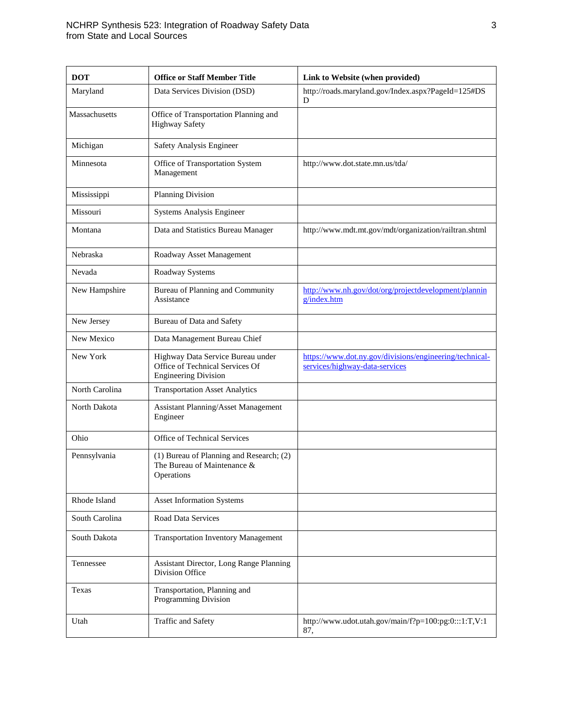| DOT | Office or Staff Member Title | Link to Website (when provided) |
|---|---|---|
| Maryland | Data Services Division (DSD) | http://roads.maryland.gov/Index.aspx?PageId=125#DSD |
| Massachusetts | Office of Transportation Planning and Highway Safety | |
| Michigan | Safety Analysis Engineer | |
| Minnesota | Office of Transportation System Management | http://www.dot.state.mn.us/tda/ |
| Mississippi | Planning Division | |
| Missouri | Systems Analysis Engineer | |
| Montana | Data and Statistics Bureau Manager | http://www.mdt.mt.gov/mdt/organization/railtran.shtml |
| Nebraska | Roadway Asset Management | |
| Nevada | Roadway Systems | |
| New Hampshire | Bureau of Planning and Community Assistance | http://www.nh.gov/dot/org/projectdevelopment/planning/index.htm |
| New Jersey | Bureau of Data and Safety | |
| New Mexico | Data Management Bureau Chief | |
| New York | Highway Data Service Bureau under Office of Technical Services Of Engineering Division | https://www.dot.ny.gov/divisions/engineering/technical-services/highway-data-services |
| North Carolina | Transportation Asset Analytics | |
| North Dakota | Assistant Planning/Asset Management Engineer | |
| Ohio | Office of Technical Services | |
| Pennsylvania | (1) Bureau of Planning and Research; (2) The Bureau of Maintenance & Operations | |
| Rhode Island | Asset Information Systems | |
| South Carolina | Road Data Services | |
| South Dakota | Transportation Inventory Management | |
| Tennessee | Assistant Director, Long Range Planning Division Office | |
| Texas | Transportation, Planning and Programming Division | |
| Utah | Traffic and Safety | http://www.udot.utah.gov/main/f?p=100:pg:0:::1:T,V:187, |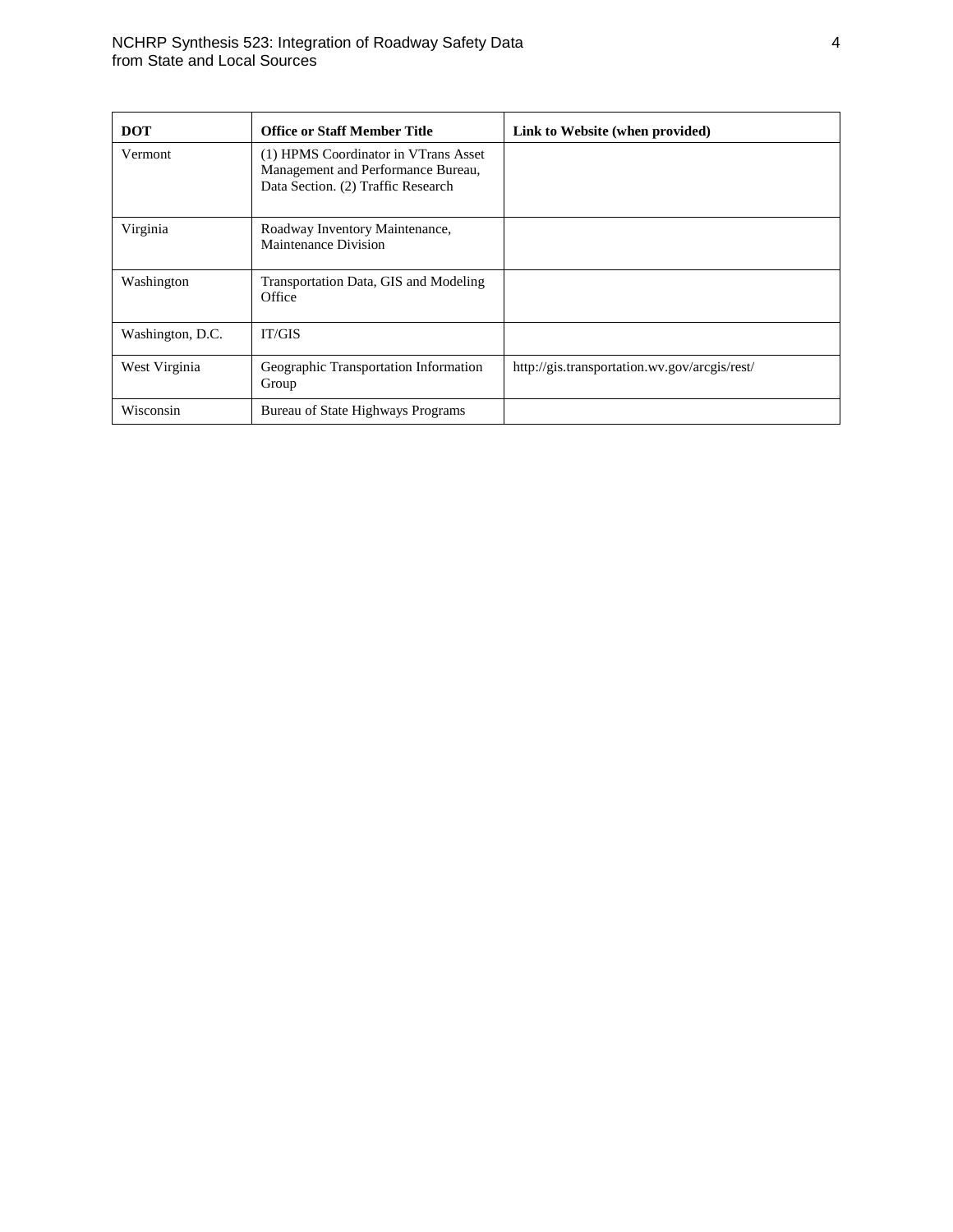| DOT | Office or Staff Member Title | Link to Website (when provided) |
|---|---|---|
| Vermont | (1) HPMS Coordinator in VTrans Asset Management and Performance Bureau, Data Section. (2) Traffic Research | |
| Virginia | Roadway Inventory Maintenance, Maintenance Division | |
| Washington | Transportation Data, GIS and Modeling Office | |
| Washington, D.C. | IT/GIS | |
| West Virginia | Geographic Transportation Information Group | http://gis.transportation.wv.gov/arcgis/rest/ |
| Wisconsin | Bureau of State Highways Programs | |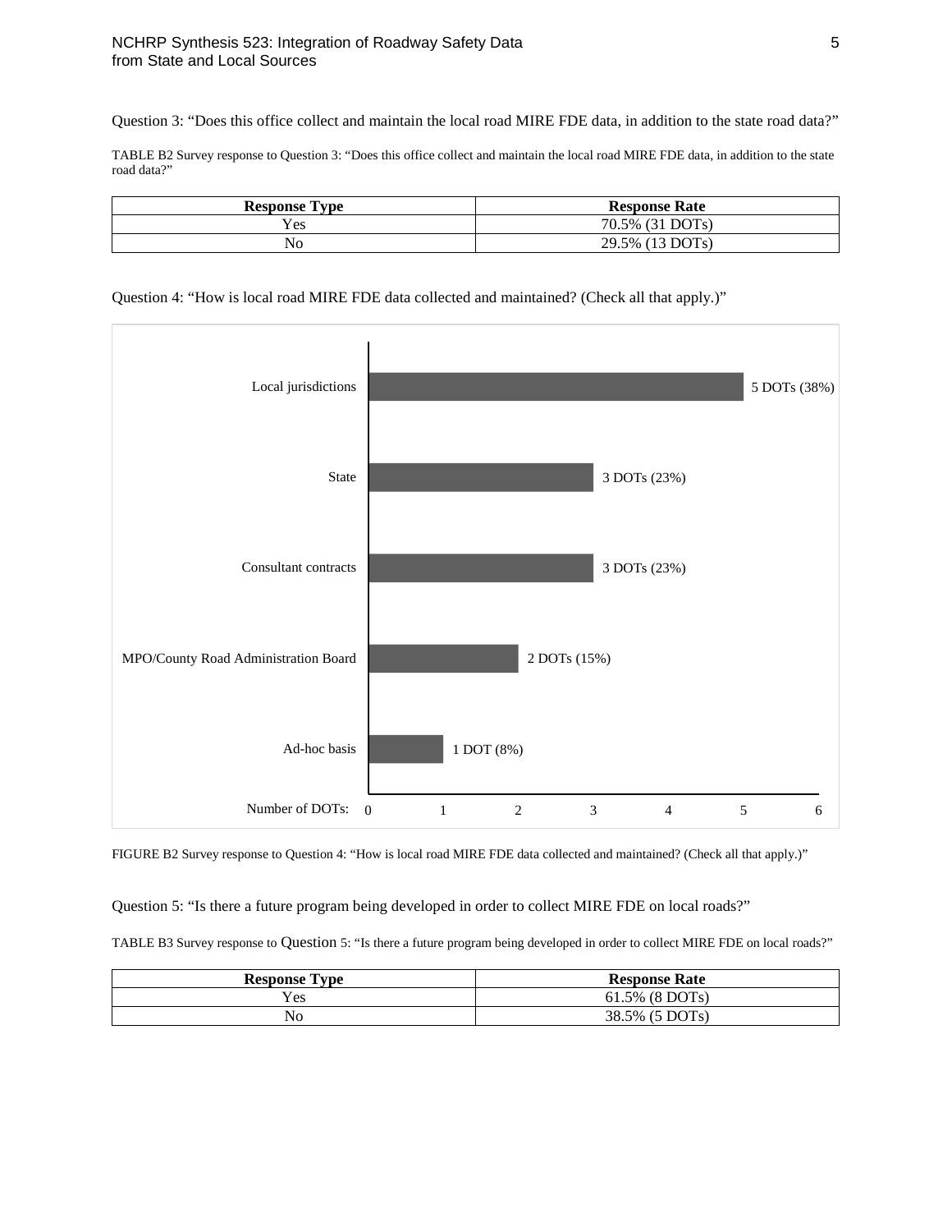Question 3: “Does this office collect and maintain the local road MIRE FDE data, in addition to the state road data?”

TABLE B2 Survey response to Question 3: “Does this office collect and maintain the local road MIRE FDE data, in addition to the state road data?”

| Response Type | Response Rate |
| --- | --- |
| Yes | 70.5% (31 DOTs) |
| No | 29.5% (13 DOTs) |

Question 4: “How is local road MIRE FDE data collected and maintained? (Check all that apply.)”

| Response | Number of DOTs |
| --- | --- |
| Local jurisdictions | 5 DOTs (38%) |
| State | 3 DOTs (23%) |
| Consultant contracts | 3 DOTs (23%) |
| MPO/County Road Administration Board | 2 DOTs (15%) |
| Ad-hoc basis | 1 DOT (8%) |

FIGURE B2 Survey response to Question 4: “How is local road MIRE FDE data collected and maintained? (Check all that apply.)”

Question 5: “Is there a future program being developed in order to collect MIRE FDE on local roads?”

TABLE B3 Survey response to Question 5: “Is there a future program being developed in order to collect MIRE FDE on local roads?”

| Response Type | Response Rate |
| --- | --- |
| Yes | 61.5% (8 DOTs) |
| No | 38.5% (5 DOTs) |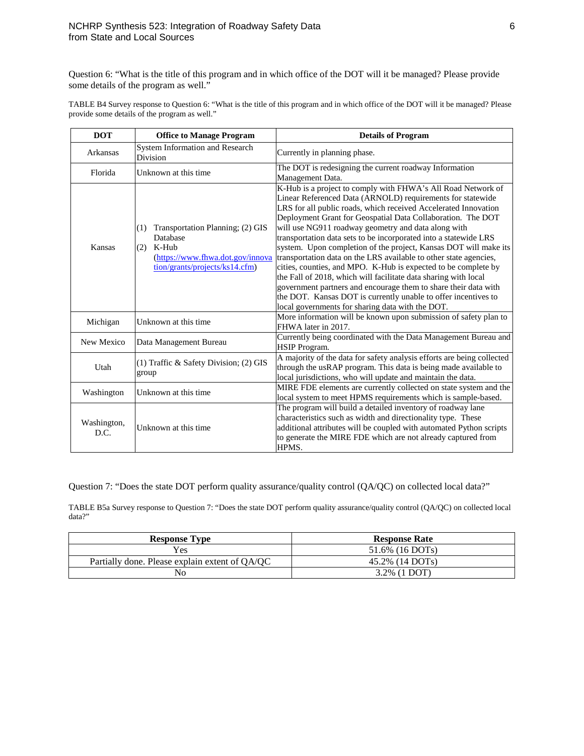Question 6: "What is the title of this program and in which office of the DOT will it be managed? Please provide some details of the program as well."

TABLE B4 Survey response to Question 6: "What is the title of this program and in which office of the DOT will it be managed? Please provide some details of the program as well."

| DOT | Office to Manage Program | Details of Program |
|---|---|---|
| Arkansas | System Information and Research Division | Currently in planning phase. |
| Florida | Unknown at this time | The DOT is redesigning the current roadway Information Management Data. |
| Kansas | (1) Transportation Planning; (2) GIS Database (2) K-Hub (https://www.fhwa.dot.gov/innovation/grants/projects/ks14.cfm) | K-Hub is a project to comply with FHWA's All Road Network of Linear Referenced Data (ARNOLD) requirements for statewide LRS for all public roads, which received Accelerated Innovation Deployment Grant for Geospatial Data Collaboration. The DOT will use NG911 roadway geometry and data along with transportation data sets to be incorporated into a statewide LRS system. Upon completion of the project, Kansas DOT will make its transportation data on the LRS available to other state agencies, cities, counties, and MPO. K-Hub is expected to be complete by the Fall of 2018, which will facilitate data sharing with local government partners and encourage them to share their data with the DOT. Kansas DOT is currently unable to offer incentives to local governments for sharing data with the DOT. |
| Michigan | Unknown at this time | More information will be known upon submission of safety plan to FHWA later in 2017. |
| New Mexico | Data Management Bureau | Currently being coordinated with the Data Management Bureau and HSIP Program. |
| Utah | (1) Traffic & Safety Division; (2) GIS group | A majority of the data for safety analysis efforts are being collected through the usRAP program. This data is being made available to local jurisdictions, who will update and maintain the data. |
| Washington | Unknown at this time | MIRE FDE elements are currently collected on state system and the local system to meet HPMS requirements which is sample-based. |
| Washington, D.C. | Unknown at this time | The program will build a detailed inventory of roadway lane characteristics such as width and directionality type. These additional attributes will be coupled with automated Python scripts to generate the MIRE FDE which are not already captured from HPMS. |

Question 7: "Does the state DOT perform quality assurance/quality control (QA/QC) on collected local data?"

TABLE B5a Survey response to Question 7: "Does the state DOT perform quality assurance/quality control (QA/QC) on collected local data?"

| Response Type | Response Rate |
|---|---|
| Yes | 51.6% (16 DOTs) |
| Partially done. Please explain extent of QA/QC | 45.2% (14 DOTs) |
| No | 3.2% (1 DOT) |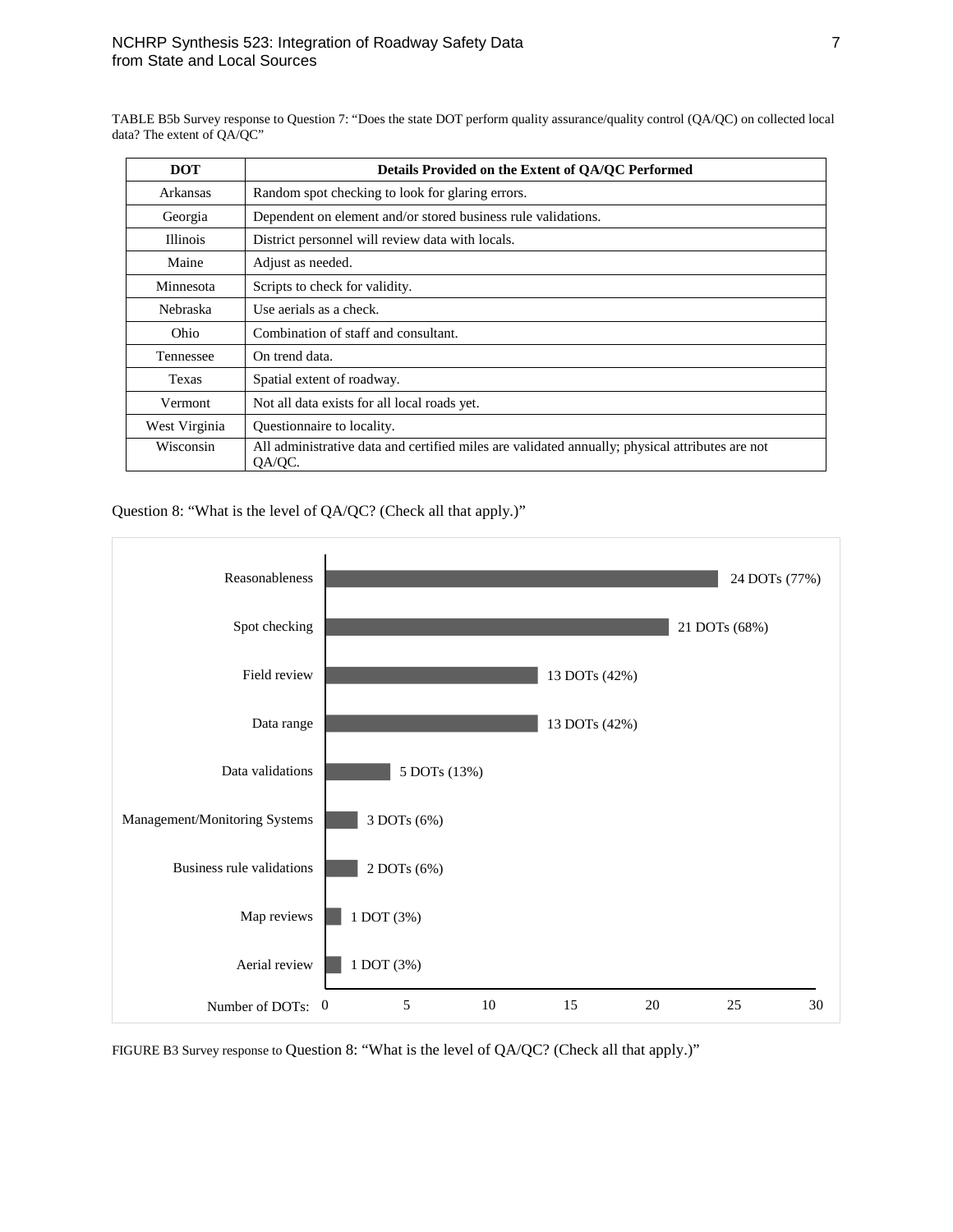TABLE B5b Survey response to Question 7: "Does the state DOT perform quality assurance/quality control (QA/QC) on collected local data? The extent of QA/QC"

| DOT | Details Provided on the Extent of QA/QC Performed |
|---|---|
| Arkansas | Random spot checking to look for glaring errors. |
| Georgia | Dependent on element and/or stored business rule validations. |
| Illinois | District personnel will review data with locals. |
| Maine | Adjust as needed. |
| Minnesota | Scripts to check for validity. |
| Nebraska | Use aerials as a check. |
| Ohio | Combination of staff and consultant. |
| Tennessee | On trend data. |
| Texas | Spatial extent of roadway. |
| Vermont | Not all data exists for all local roads yet. |
| West Virginia | Questionnaire to locality. |
| Wisconsin | All administrative data and certified miles are validated annually; physical attributes are not QA/QC. |

Question 8: "What is the level of QA/QC? (Check all that apply.)"

| Level of QA/QC | Number of DOTs |
|---|---|
| Reasonableness | 24 DOTs (77%) |
| Spot checking | 21 DOTs (68%) |
| Field review | 13 DOTs (42%) |
| Data range | 13 DOTs (42%) |
| Data validations | 5 DOTs (13%) |
| Management/Monitoring Systems | 3 DOTs (6%) |
| Business rule validations | 2 DOTs (6%) |
| Map reviews | 1 DOT (3%) |
| Aerial review | 1 DOT (3%) |

FIGURE B3 Survey response to Question 8: "What is the level of QA/QC? (Check all that apply.)"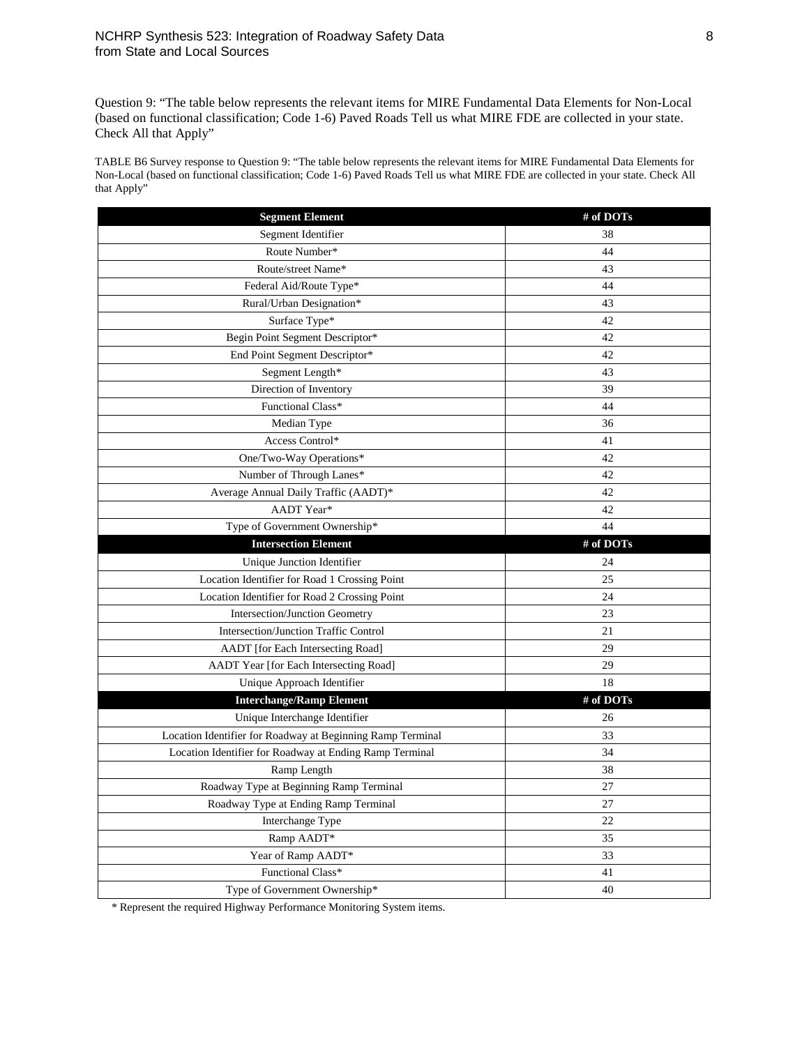Question 9: "The table below represents the relevant items for MIRE Fundamental Data Elements for Non-Local (based on functional classification; Code 1-6) Paved Roads Tell us what MIRE FDE are collected in your state. Check All that Apply"

TABLE B6 Survey response to Question 9: "The table below represents the relevant items for MIRE Fundamental Data Elements for Non-Local (based on functional classification; Code 1-6) Paved Roads Tell us what MIRE FDE are collected in your state. Check All that Apply"

| Segment Element | # of DOTs |
|---|---|
| Segment Identifier | 38 |
| Route Number* | 44 |
| Route/street Name* | 43 |
| Federal Aid/Route Type* | 44 |
| Rural/Urban Designation* | 43 |
| Surface Type* | 42 |
| Begin Point Segment Descriptor* | 42 |
| End Point Segment Descriptor* | 42 |
| Segment Length* | 43 |
| Direction of Inventory | 39 |
| Functional Class* | 44 |
| Median Type | 36 |
| Access Control* | 41 |
| One/Two-Way Operations* | 42 |
| Number of Through Lanes* | 42 |
| Average Annual Daily Traffic (AADT)* | 42 |
| AADT Year* | 42 |
| Type of Government Ownership* | 44 |
| **Intersection Element** | **# of DOTs** |
| Unique Junction Identifier | 24 |
| Location Identifier for Road 1 Crossing Point | 25 |
| Location Identifier for Road 2 Crossing Point | 24 |
| Intersection/Junction Geometry | 23 |
| Intersection/Junction Traffic Control | 21 |
| AADT [for Each Intersecting Road] | 29 |
| AADT Year [for Each Intersecting Road] | 29 |
| Unique Approach Identifier | 18 |
| **Interchange/Ramp Element** | **# of DOTs** |
| Unique Interchange Identifier | 26 |
| Location Identifier for Roadway at Beginning Ramp Terminal | 33 |
| Location Identifier for Roadway at Ending Ramp Terminal | 34 |
| Ramp Length | 38 |
| Roadway Type at Beginning Ramp Terminal | 27 |
| Roadway Type at Ending Ramp Terminal | 27 |
| Interchange Type | 22 |
| Ramp AADT* | 35 |
| Year of Ramp AADT* | 33 |
| Functional Class* | 41 |
| Type of Government Ownership* | 40 |

\* Represent the required Highway Performance Monitoring System items.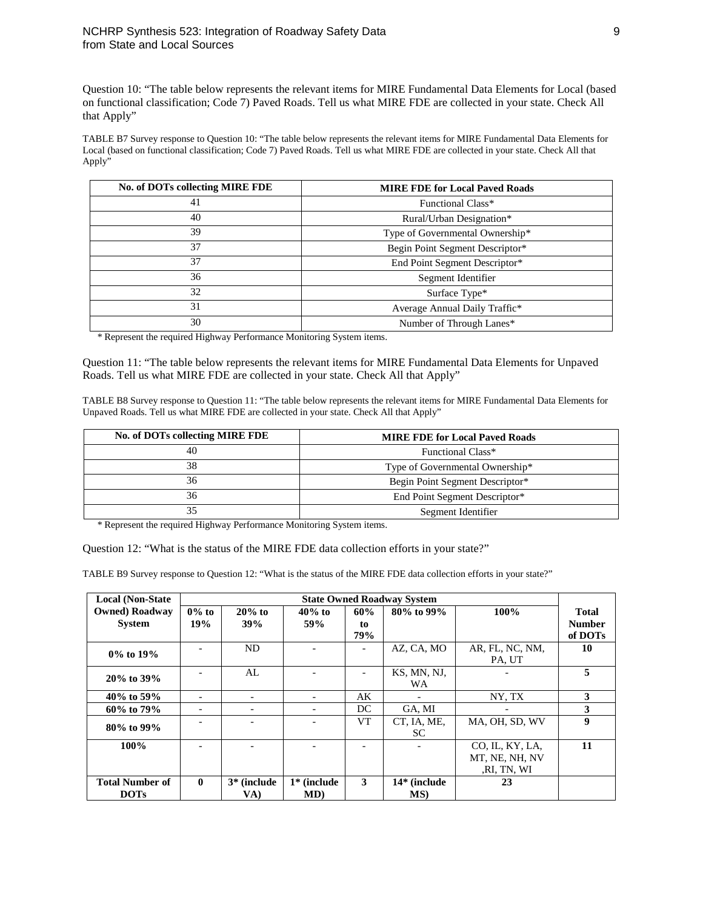Question 10: "The table below represents the relevant items for MIRE Fundamental Data Elements for Local (based on functional classification; Code 7) Paved Roads. Tell us what MIRE FDE are collected in your state. Check All that Apply"

TABLE B7 Survey response to Question 10: "The table below represents the relevant items for MIRE Fundamental Data Elements for Local (based on functional classification; Code 7) Paved Roads. Tell us what MIRE FDE are collected in your state. Check All that Apply"

| No. of DOTs collecting MIRE FDE | MIRE FDE for Local Paved Roads |
|---|---|
| 41 | Functional Class* |
| 40 | Rural/Urban Designation* |
| 39 | Type of Governmental Ownership* |
| 37 | Begin Point Segment Descriptor* |
| 37 | End Point Segment Descriptor* |
| 36 | Segment Identifier |
| 32 | Surface Type* |
| 31 | Average Annual Daily Traffic* |
| 30 | Number of Through Lanes* |

\* Represent the required Highway Performance Monitoring System items.

Question 11: "The table below represents the relevant items for MIRE Fundamental Data Elements for Unpaved Roads. Tell us what MIRE FDE are collected in your state. Check All that Apply"

TABLE B8 Survey response to Question 11: "The table below represents the relevant items for MIRE Fundamental Data Elements for Unpaved Roads. Tell us what MIRE FDE are collected in your state. Check All that Apply"

| No. of DOTs collecting MIRE FDE | MIRE FDE for Local Paved Roads |
|---|---|
| 40 | Functional Class* |
| 38 | Type of Governmental Ownership* |
| 36 | Begin Point Segment Descriptor* |
| 36 | End Point Segment Descriptor* |
| 35 | Segment Identifier |

\* Represent the required Highway Performance Monitoring System items.

Question 12: "What is the status of the MIRE FDE data collection efforts in your state?"

TABLE B9 Survey response to Question 12: "What is the status of the MIRE FDE data collection efforts in your state?"

| Local (Non-State Owned) Roadway System | State Owned Roadway System | | | | | | Total Number of DOTs |
|---|---|---|---|---|---|---|---|
| | 0% to 19% | 20% to 39% | 40% to 59% | 60% to 79% | 80% to 99% | 100% | |
| 0% to 19% | - | ND | - | - | AZ, CA, MO | AR, FL, NC, NM, PA, UT | 10 |
| 20% to 39% | - | AL | - | - | KS, MN, NJ, WA | - | 5 |
| 40% to 59% | - | - | - | AK | - | NY, TX | 3 |
| 60% to 79% | - | - | - | DC | GA, MI | - | 3 |
| 80% to 99% | - | - | - | VT | CT, IA, ME, SC | MA, OH, SD, WV | 9 |
| 100% | - | - | - | - | - | CO, IL, KY, LA, MT, NE, NH, NV ,RI, TN, WI | 11 |
| Total Number of DOTs | 0 | 3* (include VA) | 1* (include MD) | 3 | 14* (include MS) | 23 | |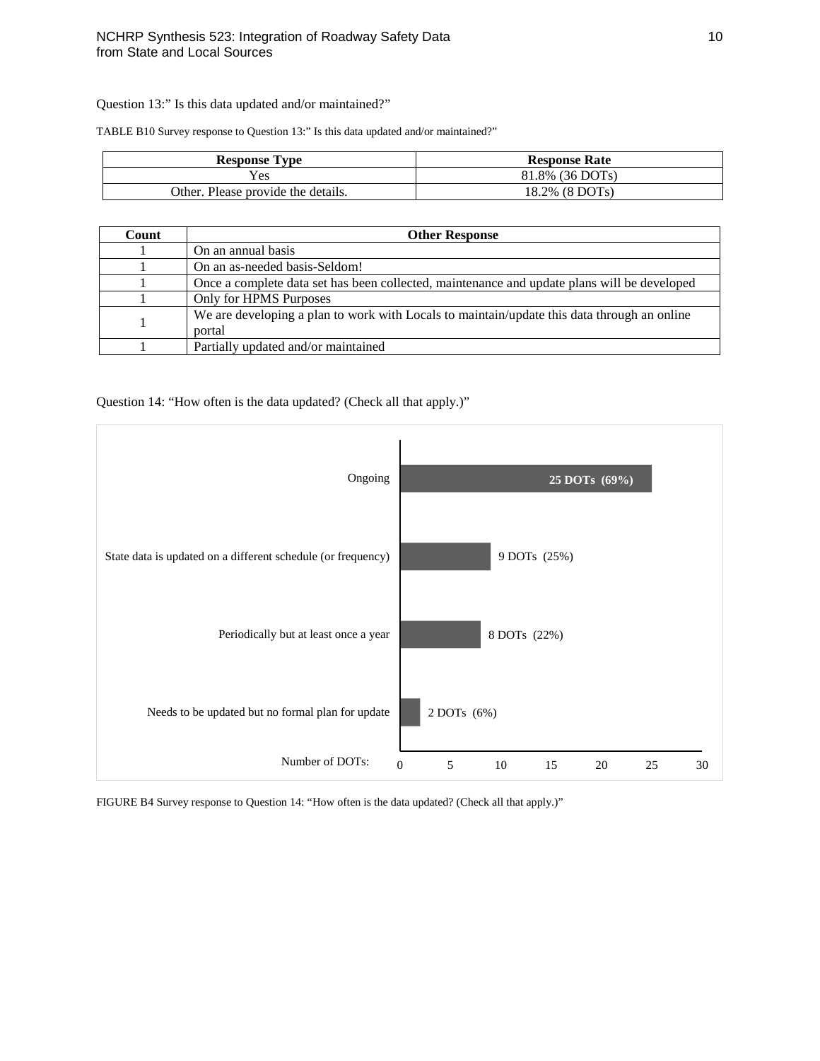Question 13:" Is this data updated and/or maintained?"

TABLE B10 Survey response to Question 13:" Is this data updated and/or maintained?"

| Response Type | Response Rate |
|---|---|
| Yes | 81.8% (36 DOTs) |
| Other. Please provide the details. | 18.2% (8 DOTs) |

| Count | Other Response |
|---|---|
| 1 | On an annual basis |
| 1 | On an as-needed basis-Seldom! |
| 1 | Once a complete data set has been collected, maintenance and update plans will be developed |
| 1 | Only for HPMS Purposes |
| 1 | We are developing a plan to work with Locals to maintain/update this data through an online portal |
| 1 | Partially updated and/or maintained |

Question 14: "How often is the data updated? (Check all that apply.)"

| Response | Number of DOTs |
|---|---|
| Ongoing | 25 DOTs (69%) |
| State data is updated on a different schedule (or frequency) | 9 DOTs (25%) |
| Periodically but at least once a year | 8 DOTs (22%) |
| Needs to be updated but no formal plan for update | 2 DOTs (6%) |

FIGURE B4 Survey response to Question 14: "How often is the data updated? (Check all that apply.)"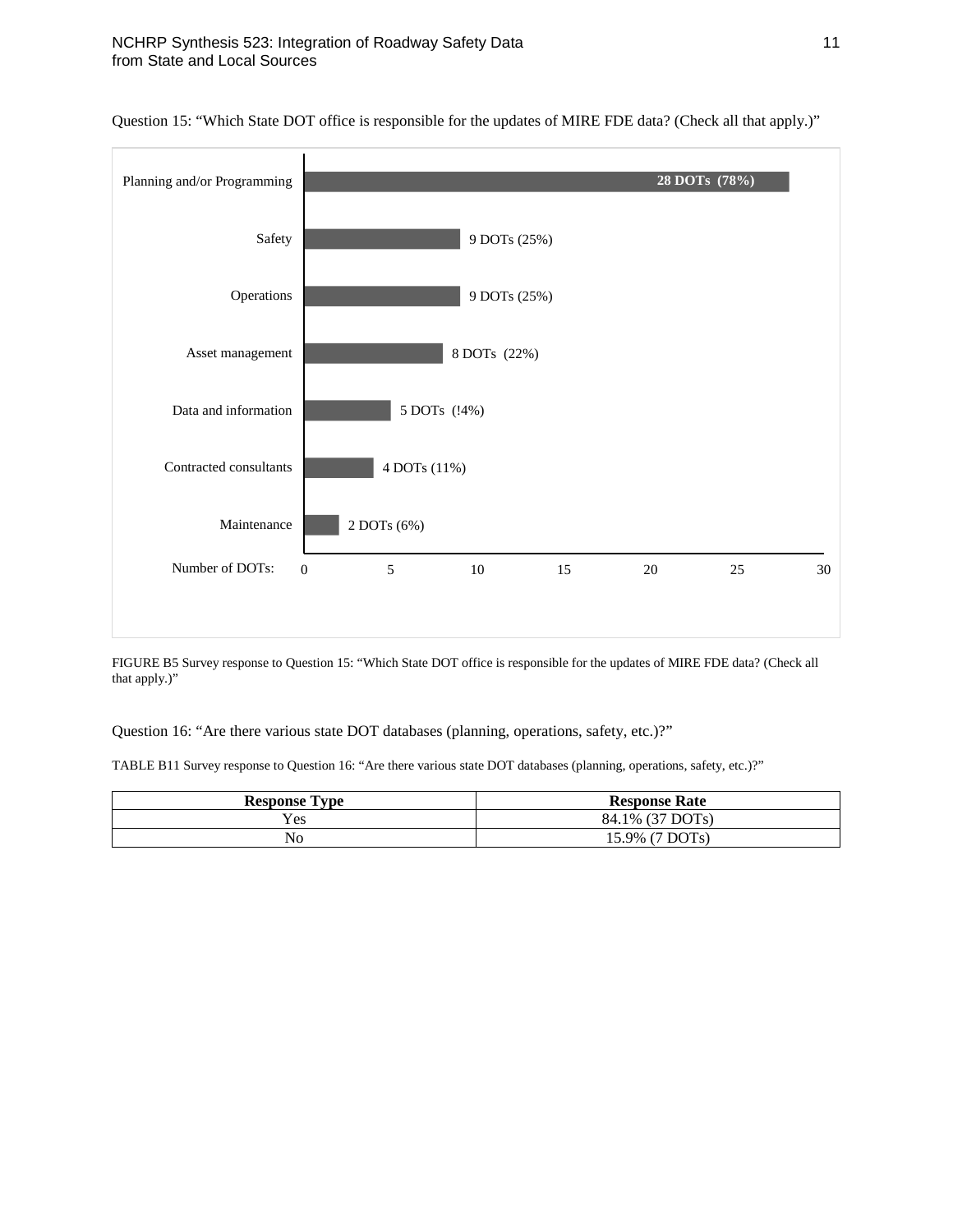Question 15: "Which State DOT office is responsible for the updates of MIRE FDE data? (Check all that apply.)"

| Office | Number of DOTs |
|---|---|
| Planning and/or Programming | 28 DOTs (78%) |
| Safety | 9 DOTs (25%) |
| Operations | 9 DOTs (25%) |
| Asset management | 8 DOTs (22%) |
| Data and information | 5 DOTs (!4%) |
| Contracted consultants | 4 DOTs (11%) |
| Maintenance | 2 DOTs (6%) |

FIGURE B5 Survey response to Question 15: "Which State DOT office is responsible for the updates of MIRE FDE data? (Check all that apply.)"

Question 16: "Are there various state DOT databases (planning, operations, safety, etc.)?"

TABLE B11 Survey response to Question 16: "Are there various state DOT databases (planning, operations, safety, etc.)?"

| **Response Type** | **Response Rate** |
|---|---|
| Yes | 84.1% (37 DOTs) |
| No | 15.9% (7 DOTs) |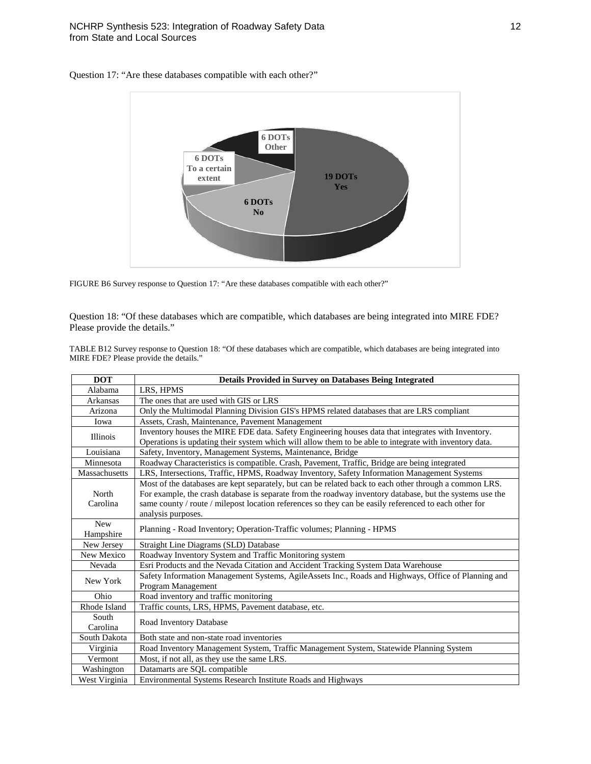Question 17: "Are these databases compatible with each other?"

FIGURE B6 Survey response to Question 17: "Are these databases compatible with each other?"

Question 18: "Of these databases which are compatible, which databases are being integrated into MIRE FDE? Please provide the details."

TABLE B12 Survey response to Question 18: "Of these databases which are compatible, which databases are being integrated into MIRE FDE? Please provide the details."

| DOT | Details Provided in Survey on Databases Being Integrated |
|---|---|
| Alabama | LRS, HPMS |
| Arkansas | The ones that are used with GIS or LRS |
| Arizona | Only the Multimodal Planning Division GIS's HPMS related databases that are LRS compliant |
| Iowa | Assets, Crash, Maintenance, Pavement Management |
| Illinois | Inventory houses the MIRE FDE data. Safety Engineering houses data that integrates with Inventory. Operations is updating their system which will allow them to be able to integrate with inventory data. |
| Louisiana | Safety, Inventory, Management Systems, Maintenance, Bridge |
| Minnesota | Roadway Characteristics is compatible. Crash, Pavement, Traffic, Bridge are being integrated |
| Massachusetts | LRS, Intersections, Traffic, HPMS, Roadway Inventory, Safety Information Management Systems |
| North Carolina | Most of the databases are kept separately, but can be related back to each other through a common LRS. For example, the crash database is separate from the roadway inventory database, but the systems use the same county / route / milepost location references so they can be easily referenced to each other for analysis purposes. |
| New Hampshire | Planning - Road Inventory; Operation-Traffic volumes; Planning - HPMS |
| New Jersey | Straight Line Diagrams (SLD) Database |
| New Mexico | Roadway Inventory System and Traffic Monitoring system |
| Nevada | Esri Products and the Nevada Citation and Accident Tracking System Data Warehouse |
| New York | Safety Information Management Systems, AgileAssets Inc., Roads and Highways, Office of Planning and Program Management |
| Ohio | Road inventory and traffic monitoring |
| Rhode Island | Traffic counts, LRS, HPMS, Pavement database, etc. |
| South Carolina | Road Inventory Database |
| South Dakota | Both state and non-state road inventories |
| Virginia | Road Inventory Management System, Traffic Management System, Statewide Planning System |
| Vermont | Most, if not all, as they use the same LRS. |
| Washington | Datamarts are SQL compatible |
| West Virginia | Environmental Systems Research Institute Roads and Highways |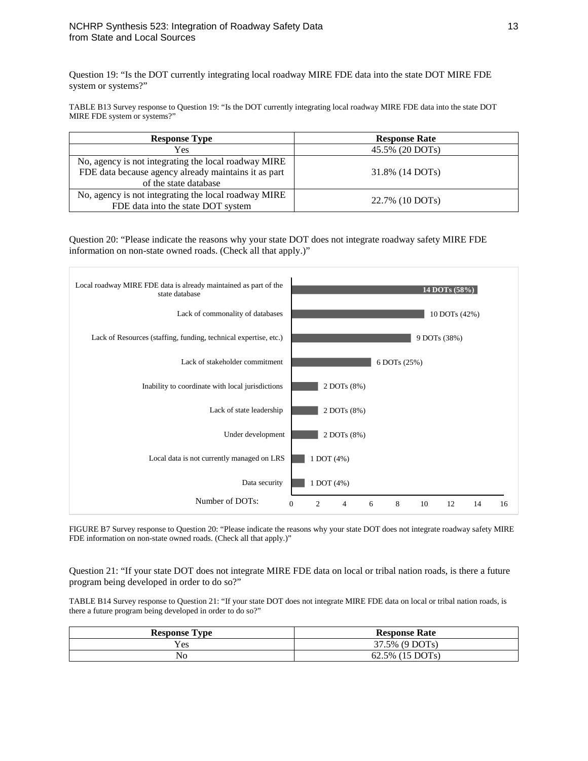Question 19: "Is the DOT currently integrating local roadway MIRE FDE data into the state DOT MIRE FDE system or systems?"

TABLE B13 Survey response to Question 19: "Is the DOT currently integrating local roadway MIRE FDE data into the state DOT MIRE FDE system or systems?"

| Response Type | Response Rate |
| --- | --- |
| Yes | 45.5% (20 DOTs) |
| No, agency is not integrating the local roadway MIRE FDE data because agency already maintains it as part of the state database | 31.8% (14 DOTs) |
| No, agency is not integrating the local roadway MIRE FDE data into the state DOT system | 22.7% (10 DOTs) |

Question 20: "Please indicate the reasons why your state DOT does not integrate roadway safety MIRE FDE information on non-state owned roads. (Check all that apply.)"

| Reason | Number of DOTs |
| --- | --- |
| Local roadway MIRE FDE data is already maintained as part of the state database | 14 DOTs (58%) |
| Lack of commonality of databases | 10 DOTs (42%) |
| Lack of Resources (staffing, funding, technical expertise, etc.) | 9 DOTs (38%) |
| Lack of stakeholder commitment | 6 DOTs (25%) |
| Inability to coordinate with local jurisdictions | 2 DOTs (8%) |
| Lack of state leadership | 2 DOTs (8%) |
| Under development | 2 DOTs (8%) |
| Local data is not currently managed on LRS | 1 DOT (4%) |
| Data security | 1 DOT (4%) |

FIGURE B7 Survey response to Question 20: "Please indicate the reasons why your state DOT does not integrate roadway safety MIRE FDE information on non-state owned roads. (Check all that apply.)"

Question 21: "If your state DOT does not integrate MIRE FDE data on local or tribal nation roads, is there a future program being developed in order to do so?"

TABLE B14 Survey response to Question 21: "If your state DOT does not integrate MIRE FDE data on local or tribal nation roads, is there a future program being developed in order to do so?"

| Response Type | Response Rate |
| --- | --- |
| Yes | 37.5% (9 DOTs) |
| No | 62.5% (15 DOTs) |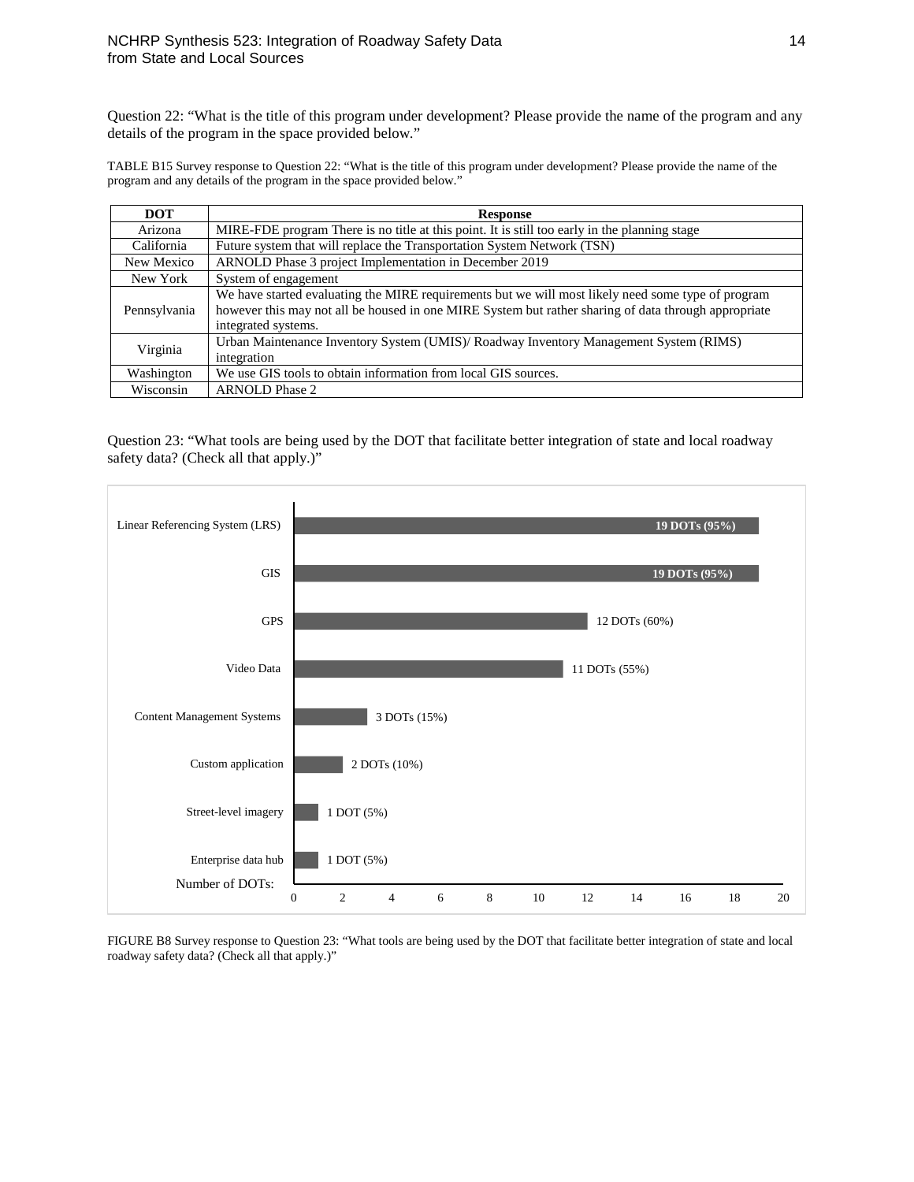Question 22: “What is the title of this program under development? Please provide the name of the program and any details of the program in the space provided below.”

TABLE B15 Survey response to Question 22: “What is the title of this program under development? Please provide the name of the program and any details of the program in the space provided below.”

| DOT | Response |
|---|---|
| Arizona | MIRE-FDE program There is no title at this point. It is still too early in the planning stage |
| California | Future system that will replace the Transportation System Network (TSN) |
| New Mexico | ARNOLD Phase 3 project Implementation in December 2019 |
| New York | System of engagement |
| Pennsylvania | We have started evaluating the MIRE requirements but we will most likely need some type of program however this may not all be housed in one MIRE System but rather sharing of data through appropriate integrated systems. |
| Virginia | Urban Maintenance Inventory System (UMIS)/ Roadway Inventory Management System (RIMS) integration |
| Washington | We use GIS tools to obtain information from local GIS sources. |
| Wisconsin | ARNOLD Phase 2 |

Question 23: “What tools are being used by the DOT that facilitate better integration of state and local roadway safety data? (Check all that apply.)”

| Tool | Number of DOTs |
|---|---|
| Linear Referencing System (LRS) | 19 DOTs (95%) |
| GIS | 19 DOTs (95%) |
| GPS | 12 DOTs (60%) |
| Video Data | 11 DOTs (55%) |
| Content Management Systems | 3 DOTs (15%) |
| Custom application | 2 DOTs (10%) |
| Street-level imagery | 1 DOT (5%) |
| Enterprise data hub | 1 DOT (5%) |

FIGURE B8 Survey response to Question 23: “What tools are being used by the DOT that facilitate better integration of state and local roadway safety data? (Check all that apply.)”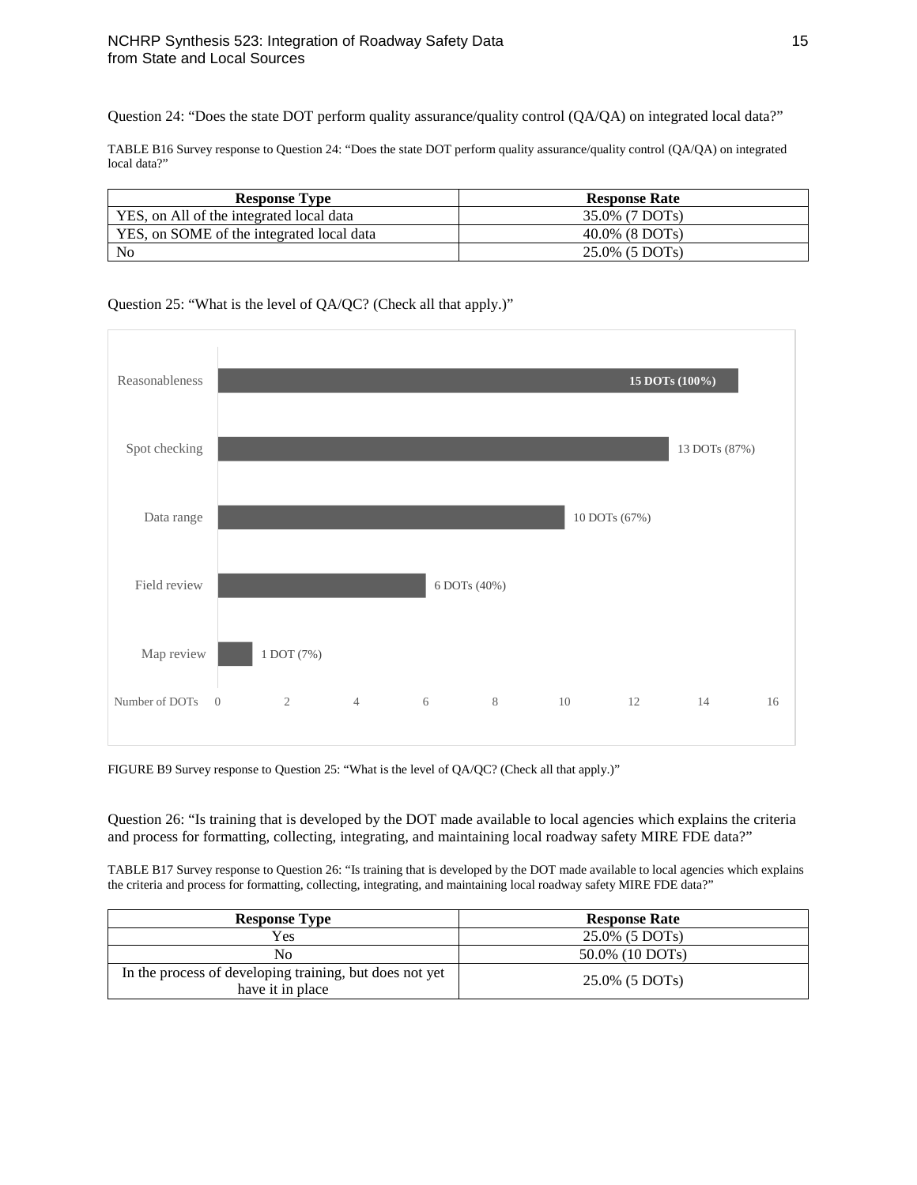Question 24: “Does the state DOT perform quality assurance/quality control (QA/QA) on integrated local data?”

TABLE B16 Survey response to Question 24: “Does the state DOT perform quality assurance/quality control (QA/QA) on integrated local data?”

| Response Type | Response Rate |
| --- | --- |
| YES, on All of the integrated local data | 35.0% (7 DOTs) |
| YES, on SOME of the integrated local data | 40.0% (8 DOTs) |
| No | 25.0% (5 DOTs) |

Question 25: “What is the level of QA/QC? (Check all that apply.)”

| Level of QA/QC | Number of DOTs |
| --- | --- |
| Reasonableness | 15 DOTs (100%) |
| Spot checking | 13 DOTs (87%) |
| Data range | 10 DOTs (67%) |
| Field review | 6 DOTs (40%) |
| Map review | 1 DOT (7%) |

FIGURE B9 Survey response to Question 25: “What is the level of QA/QC? (Check all that apply.)”

Question 26: “Is training that is developed by the DOT made available to local agencies which explains the criteria and process for formatting, collecting, integrating, and maintaining local roadway safety MIRE FDE data?”

TABLE B17 Survey response to Question 26: “Is training that is developed by the DOT made available to local agencies which explains the criteria and process for formatting, collecting, integrating, and maintaining local roadway safety MIRE FDE data?”

| Response Type | Response Rate |
| --- | --- |
| Yes | 25.0% (5 DOTs) |
| No | 50.0% (10 DOTs) |
| In the process of developing training, but does not yet have it in place | 25.0% (5 DOTs) |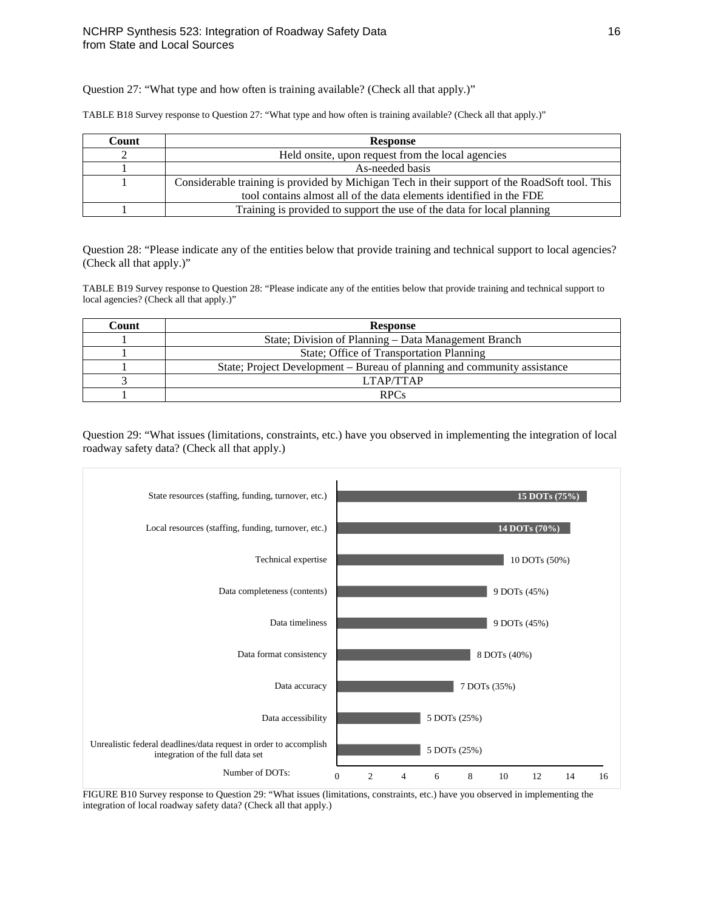Question 27: "What type and how often is training available? (Check all that apply.)"

TABLE B18 Survey response to Question 27: "What type and how often is training available? (Check all that apply.)"

| Count | Response |
|---|---|
| 2 | Held onsite, upon request from the local agencies |
| 1 | As-needed basis |
| 1 | Considerable training is provided by Michigan Tech in their support of the RoadSoft tool. This tool contains almost all of the data elements identified in the FDE |
| 1 | Training is provided to support the use of the data for local planning |

Question 28: "Please indicate any of the entities below that provide training and technical support to local agencies? (Check all that apply.)"

TABLE B19 Survey response to Question 28: "Please indicate any of the entities below that provide training and technical support to local agencies? (Check all that apply.)"

| Count | Response |
|---|---|
| 1 | State; Division of Planning – Data Management Branch |
| 1 | State; Office of Transportation Planning |
| 1 | State; Project Development – Bureau of planning and community assistance |
| 3 | LTAP/TTAP |
| 1 | RPCs |

Question 29: "What issues (limitations, constraints, etc.) have you observed in implementing the integration of local roadway safety data? (Check all that apply.)

| Issue | Number of DOTs |
|---|---|
| State resources (staffing, funding, turnover, etc.) | 15 DOTs (75%) |
| Local resources (staffing, funding, turnover, etc.) | 14 DOTs (70%) |
| Technical expertise | 10 DOTs (50%) |
| Data completeness (contents) | 9 DOTs (45%) |
| Data timeliness | 9 DOTs (45%) |
| Data format consistency | 8 DOTs (40%) |
| Data accuracy | 7 DOTs (35%) |
| Data accessibility | 5 DOTs (25%) |
| Unrealistic federal deadlines/data request in order to accomplish integration of the full data set | 5 DOTs (25%) |

FIGURE B10 Survey response to Question 29: "What issues (limitations, constraints, etc.) have you observed in implementing the integration of local roadway safety data? (Check all that apply.)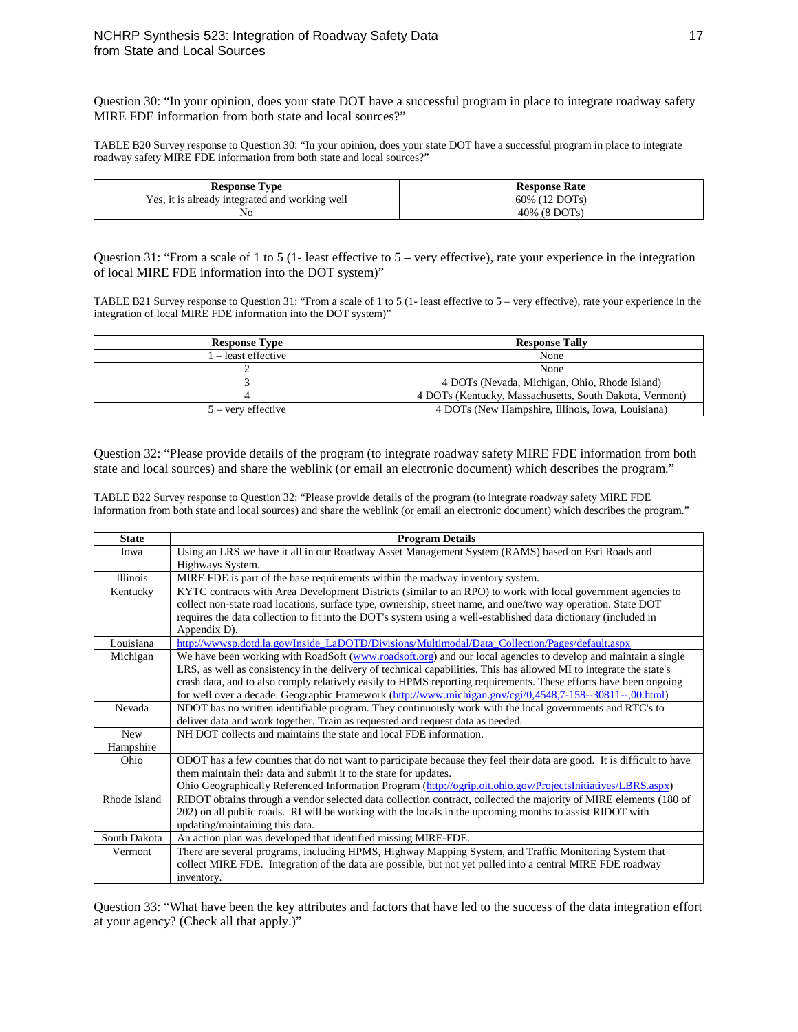Question 30: “In your opinion, does your state DOT have a successful program in place to integrate roadway safety MIRE FDE information from both state and local sources?”

TABLE B20 Survey response to Question 30: “In your opinion, does your state DOT have a successful program in place to integrate roadway safety MIRE FDE information from both state and local sources?”

| Response Type | Response Rate |
|---|---|
| Yes, it is already integrated and working well | 60% (12 DOTs) |
| No | 40% (8 DOTs) |

Question 31: “From a scale of 1 to 5 (1- least effective to 5 – very effective), rate your experience in the integration of local MIRE FDE information into the DOT system)”

TABLE B21 Survey response to Question 31: “From a scale of 1 to 5 (1- least effective to 5 – very effective), rate your experience in the integration of local MIRE FDE information into the DOT system)”

| Response Type | Response Tally |
|---|---|
| 1 – least effective | None |
| 2 | None |
| 3 | 4 DOTs (Nevada, Michigan, Ohio, Rhode Island) |
| 4 | 4 DOTs (Kentucky, Massachusetts, South Dakota, Vermont) |
| 5 – very effective | 4 DOTs (New Hampshire, Illinois, Iowa, Louisiana) |

Question 32: “Please provide details of the program (to integrate roadway safety MIRE FDE information from both state and local sources) and share the weblink (or email an electronic document) which describes the program.”

TABLE B22 Survey response to Question 32: “Please provide details of the program (to integrate roadway safety MIRE FDE information from both state and local sources) and share the weblink (or email an electronic document) which describes the program.”

| State | Program Details |
|---|---|
| Iowa | Using an LRS we have it all in our Roadway Asset Management System (RAMS) based on Esri Roads and Highways System. |
| Illinois | MIRE FDE is part of the base requirements within the roadway inventory system. |
| Kentucky | KYTC contracts with Area Development Districts (similar to an RPO) to work with local government agencies to collect non-state road locations, surface type, ownership, street name, and one/two way operation. State DOT requires the data collection to fit into the DOT's system using a well-established data dictionary (included in Appendix D). |
| Louisiana | http://wwwsp.dotd.la.gov/Inside_LaDOTD/Divisions/Multimodal/Data_Collection/Pages/default.aspx |
| Michigan | We have been working with RoadSoft (www.roadsoft.org) and our local agencies to develop and maintain a single LRS, as well as consistency in the delivery of technical capabilities. This has allowed MI to integrate the state's crash data, and to also comply relatively easily to HPMS reporting requirements. These efforts have been ongoing for well over a decade. Geographic Framework (http://www.michigan.gov/cgi/0,4548,7-158--30811--,00.html) |
| Nevada | NDOT has no written identifiable program. They continuously work with the local governments and RTC's to deliver data and work together. Train as requested and request data as needed. |
| New Hampshire | NH DOT collects and maintains the state and local FDE information. |
| Ohio | ODOT has a few counties that do not want to participate because they feel their data are good. It is difficult to have them maintain their data and submit it to the state for updates. Ohio Geographically Referenced Information Program (http://ogrip.oit.ohio.gov/ProjectsInitiatives/LBRS.aspx) |
| Rhode Island | RIDOT obtains through a vendor selected data collection contract, collected the majority of MIRE elements (180 of 202) on all public roads. RI will be working with the locals in the upcoming months to assist RIDOT with updating/maintaining this data. |
| South Dakota | An action plan was developed that identified missing MIRE-FDE. |
| Vermont | There are several programs, including HPMS, Highway Mapping System, and Traffic Monitoring System that collect MIRE FDE. Integration of the data are possible, but not yet pulled into a central MIRE FDE roadway inventory. |

Question 33: “What have been the key attributes and factors that have led to the success of the data integration effort at your agency? (Check all that apply.)”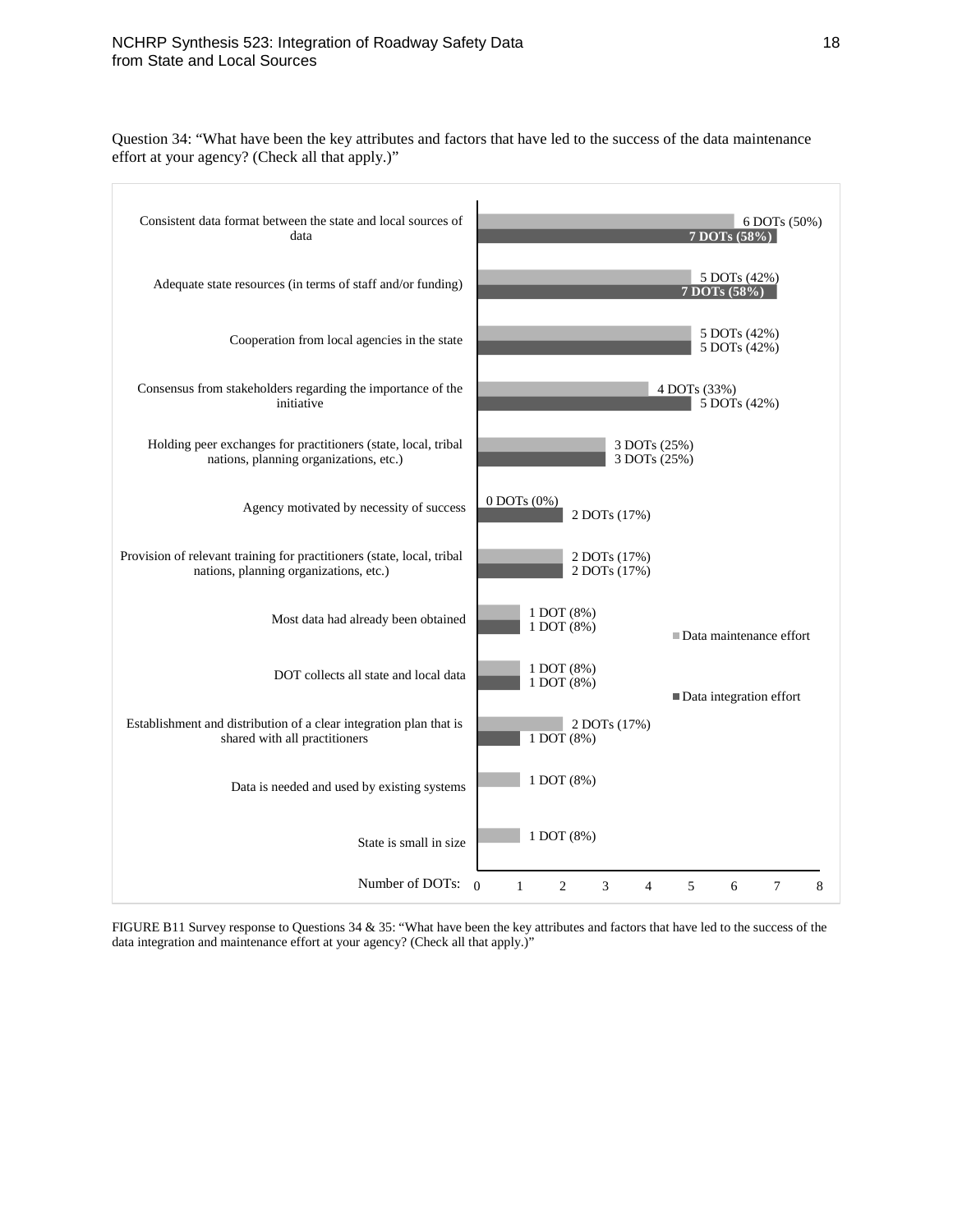Question 34: “What have been the key attributes and factors that have led to the success of the data maintenance effort at your agency? (Check all that apply.)”

| Attribute/Factor | Data maintenance effort | Data integration effort |
|---|---|---|
| Consistent data format between the state and local sources of data | 6 DOTs (50%) | 7 DOTs (58%) |
| Adequate state resources (in terms of staff and/or funding) | 5 DOTs (42%) | 7 DOTs (58%) |
| Cooperation from local agencies in the state | 5 DOTs (42%) | 5 DOTs (42%) |
| Consensus from stakeholders regarding the importance of the initiative | 4 DOTs (33%) | 5 DOTs (42%) |
| Holding peer exchanges for practitioners (state, local, tribal nations, planning organizations, etc.) | 3 DOTs (25%) | 3 DOTs (25%) |
| Agency motivated by necessity of success | 0 DOTs (0%) | 2 DOTs (17%) |
| Provision of relevant training for practitioners (state, local, tribal nations, planning organizations, etc.) | 2 DOTs (17%) | 2 DOTs (17%) |
| Most data had already been obtained | 1 DOT (8%) | 1 DOT (8%) |
| DOT collects all state and local data | 1 DOT (8%) | 1 DOT (8%) |
| Establishment and distribution of a clear integration plan that is shared with all practitioners | 2 DOTs (17%) | 1 DOT (8%) |
| Data is needed and used by existing systems | 1 DOT (8%) | |
| State is small in size | 1 DOT (8%) | |

FIGURE B11 Survey response to Questions 34 & 35: “What have been the key attributes and factors that have led to the success of the data integration and maintenance effort at your agency? (Check all that apply.)”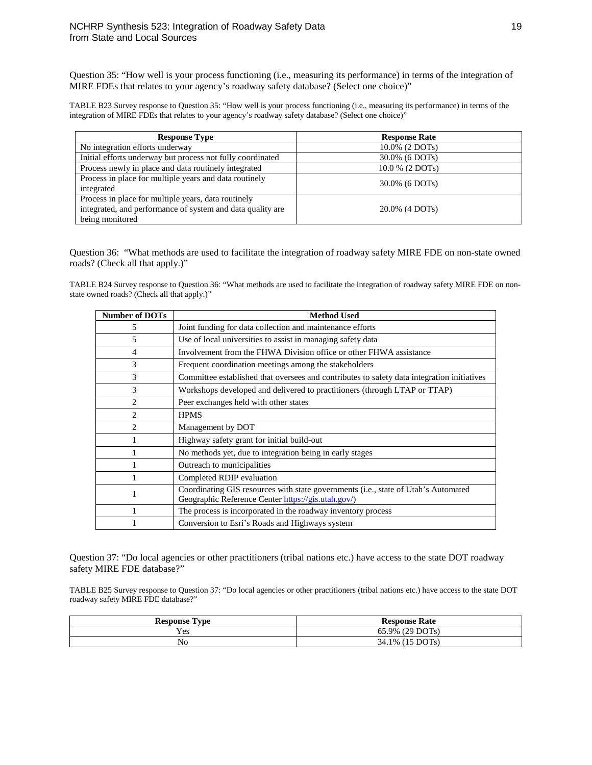Question 35: "How well is your process functioning (i.e., measuring its performance) in terms of the integration of MIRE FDEs that relates to your agency's roadway safety database? (Select one choice)"

TABLE B23 Survey response to Question 35: "How well is your process functioning (i.e., measuring its performance) in terms of the integration of MIRE FDEs that relates to your agency's roadway safety database? (Select one choice)"

| Response Type | Response Rate |
|---|---|
| No integration efforts underway | 10.0% (2 DOTs) |
| Initial efforts underway but process not fully coordinated | 30.0% (6 DOTs) |
| Process newly in place and data routinely integrated | 10.0 % (2 DOTs) |
| Process in place for multiple years and data routinely integrated | 30.0% (6 DOTs) |
| Process in place for multiple years, data routinely integrated, and performance of system and data quality are being monitored | 20.0% (4 DOTs) |

Question 36: "What methods are used to facilitate the integration of roadway safety MIRE FDE on non-state owned roads? (Check all that apply.)"

TABLE B24 Survey response to Question 36: "What methods are used to facilitate the integration of roadway safety MIRE FDE on non-state owned roads? (Check all that apply.)"

| Number of DOTs | Method Used |
|---|---|
| 5 | Joint funding for data collection and maintenance efforts |
| 5 | Use of local universities to assist in managing safety data |
| 4 | Involvement from the FHWA Division office or other FHWA assistance |
| 3 | Frequent coordination meetings among the stakeholders |
| 3 | Committee established that oversees and contributes to safety data integration initiatives |
| 3 | Workshops developed and delivered to practitioners (through LTAP or TTAP) |
| 2 | Peer exchanges held with other states |
| 2 | HPMS |
| 2 | Management by DOT |
| 1 | Highway safety grant for initial build-out |
| 1 | No methods yet, due to integration being in early stages |
| 1 | Outreach to municipalities |
| 1 | Completed RDIP evaluation |
| 1 | Coordinating GIS resources with state governments (i.e., state of Utah's Automated Geographic Reference Center https://gis.utah.gov/) |
| 1 | The process is incorporated in the roadway inventory process |
| 1 | Conversion to Esri's Roads and Highways system |

Question 37: "Do local agencies or other practitioners (tribal nations etc.) have access to the state DOT roadway safety MIRE FDE database?"

TABLE B25 Survey response to Question 37: "Do local agencies or other practitioners (tribal nations etc.) have access to the state DOT roadway safety MIRE FDE database?"

| Response Type | Response Rate |
|---|---|
| Yes | 65.9% (29 DOTs) |
| No | 34.1% (15 DOTs) |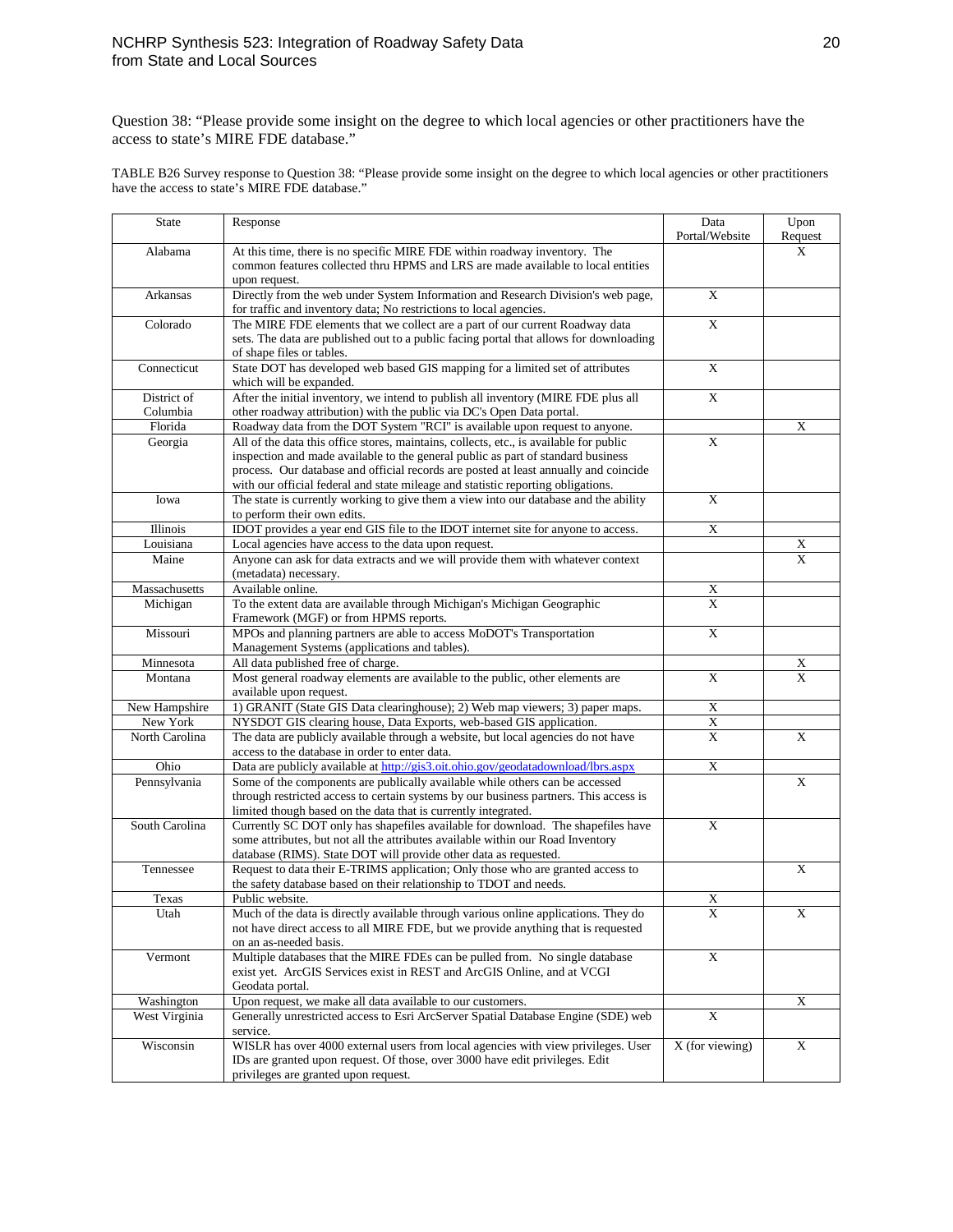Question 38: "Please provide some insight on the degree to which local agencies or other practitioners have the access to state's MIRE FDE database."

TABLE B26 Survey response to Question 38: "Please provide some insight on the degree to which local agencies or other practitioners have the access to state's MIRE FDE database."

| State | Response | Data Portal/Website | Upon Request |
|---|---|---|---|
| Alabama | At this time, there is no specific MIRE FDE within roadway inventory. The common features collected thru HPMS and LRS are made available to local entities upon request. | | X |
| Arkansas | Directly from the web under System Information and Research Division's web page, for traffic and inventory data; No restrictions to local agencies. | X | |
| Colorado | The MIRE FDE elements that we collect are a part of our current Roadway data sets. The data are published out to a public facing portal that allows for downloading of shape files or tables. | X | |
| Connecticut | State DOT has developed web based GIS mapping for a limited set of attributes which will be expanded. | X | |
| District of Columbia | After the initial inventory, we intend to publish all inventory (MIRE FDE plus all other roadway attribution) with the public via DC's Open Data portal. | X | |
| Florida | Roadway data from the DOT System "RCI" is available upon request to anyone. | | X |
| Georgia | All of the data this office stores, maintains, collects, etc., is available for public inspection and made available to the general public as part of standard business process. Our database and official records are posted at least annually and coincide with our official federal and state mileage and statistic reporting obligations. | X | |
| Iowa | The state is currently working to give them a view into our database and the ability to perform their own edits. | X | |
| Illinois | IDOT provides a year end GIS file to the IDOT internet site for anyone to access. | X | |
| Louisiana | Local agencies have access to the data upon request. | | X |
| Maine | Anyone can ask for data extracts and we will provide them with whatever context (metadata) necessary. | | X |
| Massachusetts | Available online. | X | |
| Michigan | To the extent data are available through Michigan's Michigan Geographic Framework (MGF) or from HPMS reports. | X | |
| Missouri | MPOs and planning partners are able to access MoDOT's Transportation Management Systems (applications and tables). | X | |
| Minnesota | All data published free of charge. | | X |
| Montana | Most general roadway elements are available to the public, other elements are available upon request. | X | X |
| New Hampshire | 1) GRANIT (State GIS Data clearinghouse); 2) Web map viewers; 3) paper maps. | X | |
| New York | NYSDOT GIS clearing house, Data Exports, web-based GIS application. | X | |
| North Carolina | The data are publicly available through a website, but local agencies do not have access to the database in order to enter data. | X | X |
| Ohio | Data are publicly available at http://gis3.oit.ohio.gov/geodatadownload/lbrs.aspx | X | |
| Pennsylvania | Some of the components are publically available while others can be accessed through restricted access to certain systems by our business partners. This access is limited though based on the data that is currently integrated. | | X |
| South Carolina | Currently SC DOT only has shapefiles available for download. The shapefiles have some attributes, but not all the attributes available within our Road Inventory database (RIMS). State DOT will provide other data as requested. | X | |
| Tennessee | Request to data their E-TRIMS application; Only those who are granted access to the safety database based on their relationship to TDOT and needs. | | X |
| Texas | Public website. | X | |
| Utah | Much of the data is directly available through various online applications. They do not have direct access to all MIRE FDE, but we provide anything that is requested on an as-needed basis. | X | X |
| Vermont | Multiple databases that the MIRE FDEs can be pulled from. No single database exist yet. ArcGIS Services exist in REST and ArcGIS Online, and at VCGI Geodata portal. | X | |
| Washington | Upon request, we make all data available to our customers. | | X |
| West Virginia | Generally unrestricted access to Esri ArcServer Spatial Database Engine (SDE) web service. | X | |
| Wisconsin | WISLR has over 4000 external users from local agencies with view privileges. User IDs are granted upon request. Of those, over 3000 have edit privileges. Edit privileges are granted upon request. | X (for viewing) | X |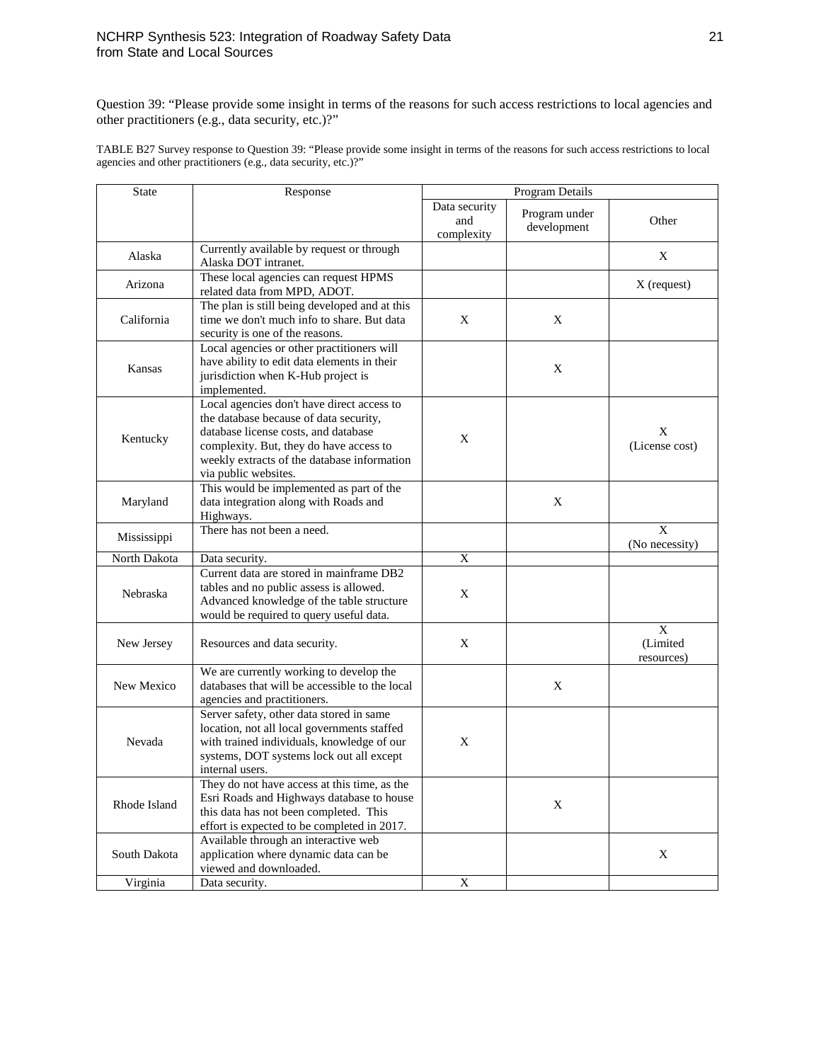Question 39: "Please provide some insight in terms of the reasons for such access restrictions to local agencies and other practitioners (e.g., data security, etc.)?"

TABLE B27 Survey response to Question 39: "Please provide some insight in terms of the reasons for such access restrictions to local agencies and other practitioners (e.g., data security, etc.)?"

| State | Response | Program Details | | |
|---|---|---|---|---|
| | | Data security and complexity | Program under development | Other |
| Alaska | Currently available by request or through Alaska DOT intranet. | | | X |
| Arizona | These local agencies can request HPMS related data from MPD, ADOT. | | | X (request) |
| California | The plan is still being developed and at this time we don't much info to share. But data security is one of the reasons. | X | X | |
| Kansas | Local agencies or other practitioners will have ability to edit data elements in their jurisdiction when K-Hub project is implemented. | | X | |
| Kentucky | Local agencies don't have direct access to the database because of data security, database license costs, and database complexity. But, they do have access to weekly extracts of the database information via public websites. | X | | X (License cost) |
| Maryland | This would be implemented as part of the data integration along with Roads and Highways. | | X | |
| Mississippi | There has not been a need. | | | X (No necessity) |
| North Dakota | Data security. | X | | |
| Nebraska | Current data are stored in mainframe DB2 tables and no public assess is allowed. Advanced knowledge of the table structure would be required to query useful data. | X | | |
| New Jersey | Resources and data security. | X | | X (Limited resources) |
| New Mexico | We are currently working to develop the databases that will be accessible to the local agencies and practitioners. | | X | |
| Nevada | Server safety, other data stored in same location, not all local governments staffed with trained individuals, knowledge of our systems, DOT systems lock out all except internal users. | X | | |
| Rhode Island | They do not have access at this time, as the Esri Roads and Highways database to house this data has not been completed. This effort is expected to be completed in 2017. | | X | |
| South Dakota | Available through an interactive web application where dynamic data can be viewed and downloaded. | | | X |
| Virginia | Data security. | X | | |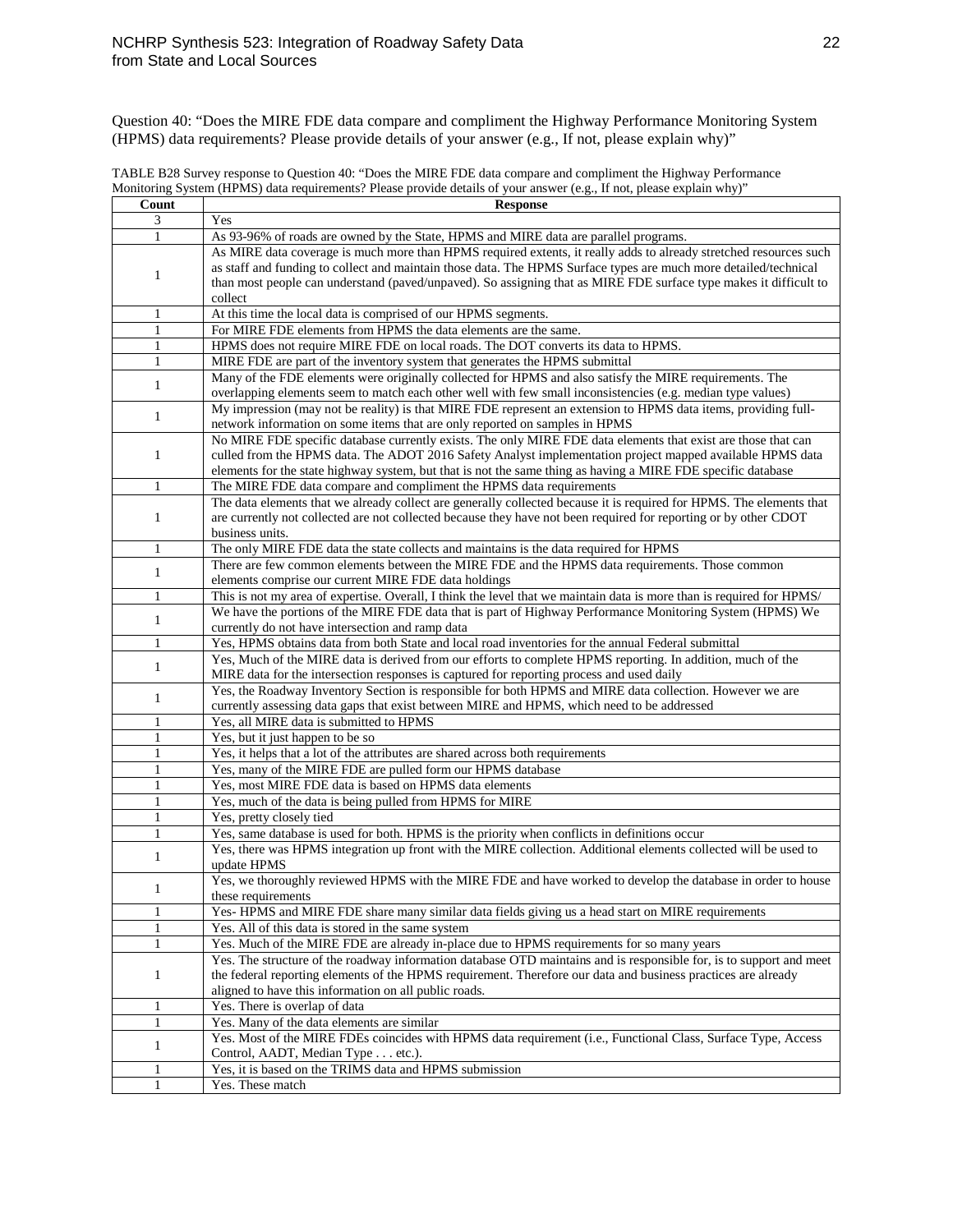Question 40: “Does the MIRE FDE data compare and compliment the Highway Performance Monitoring System (HPMS) data requirements? Please provide details of your answer (e.g., If not, please explain why)”

TABLE B28 Survey response to Question 40: “Does the MIRE FDE data compare and compliment the Highway Performance Monitoring System (HPMS) data requirements? Please provide details of your answer (e.g., If not, please explain why)”

| Count | Response |
|---|---|
| 3 | Yes |
| 1 | As 93-96% of roads are owned by the State, HPMS and MIRE data are parallel programs. |
| 1 | As MIRE data coverage is much more than HPMS required extents, it really adds to already stretched resources such as staff and funding to collect and maintain those data. The HPMS Surface types are much more detailed/technical than most people can understand (paved/unpaved). So assigning that as MIRE FDE surface type makes it difficult to collect |
| 1 | At this time the local data is comprised of our HPMS segments. |
| 1 | For MIRE FDE elements from HPMS the data elements are the same. |
| 1 | HPMS does not require MIRE FDE on local roads. The DOT converts its data to HPMS. |
| 1 | MIRE FDE are part of the inventory system that generates the HPMS submittal |
| 1 | Many of the FDE elements were originally collected for HPMS and also satisfy the MIRE requirements. The overlapping elements seem to match each other well with few small inconsistencies (e.g. median type values) |
| 1 | My impression (may not be reality) is that MIRE FDE represent an extension to HPMS data items, providing full-network information on some items that are only reported on samples in HPMS |
| 1 | No MIRE FDE specific database currently exists. The only MIRE FDE data elements that exist are those that can culled from the HPMS data. The ADOT 2016 Safety Analyst implementation project mapped available HPMS data elements for the state highway system, but that is not the same thing as having a MIRE FDE specific database |
| 1 | The MIRE FDE data compare and compliment the HPMS data requirements |
| 1 | The data elements that we already collect are generally collected because it is required for HPMS. The elements that are currently not collected are not collected because they have not been required for reporting or by other CDOT business units. |
| 1 | The only MIRE FDE data the state collects and maintains is the data required for HPMS |
| 1 | There are few common elements between the MIRE FDE and the HPMS data requirements. Those common elements comprise our current MIRE FDE data holdings |
| 1 | This is not my area of expertise. Overall, I think the level that we maintain data is more than is required for HPMS/ |
| 1 | We have the portions of the MIRE FDE data that is part of Highway Performance Monitoring System (HPMS) We currently do not have intersection and ramp data |
| 1 | Yes, HPMS obtains data from both State and local road inventories for the annual Federal submittal |
| 1 | Yes, Much of the MIRE data is derived from our efforts to complete HPMS reporting. In addition, much of the MIRE data for the intersection responses is captured for reporting process and used daily |
| 1 | Yes, the Roadway Inventory Section is responsible for both HPMS and MIRE data collection. However we are currently assessing data gaps that exist between MIRE and HPMS, which need to be addressed |
| 1 | Yes, all MIRE data is submitted to HPMS |
| 1 | Yes, but it just happen to be so |
| 1 | Yes, it helps that a lot of the attributes are shared across both requirements |
| 1 | Yes, many of the MIRE FDE are pulled form our HPMS database |
| 1 | Yes, most MIRE FDE data is based on HPMS data elements |
| 1 | Yes, much of the data is being pulled from HPMS for MIRE |
| 1 | Yes, pretty closely tied |
| 1 | Yes, same database is used for both. HPMS is the priority when conflicts in definitions occur |
| 1 | Yes, there was HPMS integration up front with the MIRE collection. Additional elements collected will be used to update HPMS |
| 1 | Yes, we thoroughly reviewed HPMS with the MIRE FDE and have worked to develop the database in order to house these requirements |
| 1 | Yes- HPMS and MIRE FDE share many similar data fields giving us a head start on MIRE requirements |
| 1 | Yes. All of this data is stored in the same system |
| 1 | Yes. Much of the MIRE FDE are already in-place due to HPMS requirements for so many years |
| 1 | Yes. The structure of the roadway information database OTD maintains and is responsible for, is to support and meet the federal reporting elements of the HPMS requirement. Therefore our data and business practices are already aligned to have this information on all public roads. |
| 1 | Yes. There is overlap of data |
| 1 | Yes. Many of the data elements are similar |
| 1 | Yes. Most of the MIRE FDEs coincides with HPMS data requirement (i.e., Functional Class, Surface Type, Access Control, AADT, Median Type . . . etc.). |
| 1 | Yes, it is based on the TRIMS data and HPMS submission |
| 1 | Yes. These match |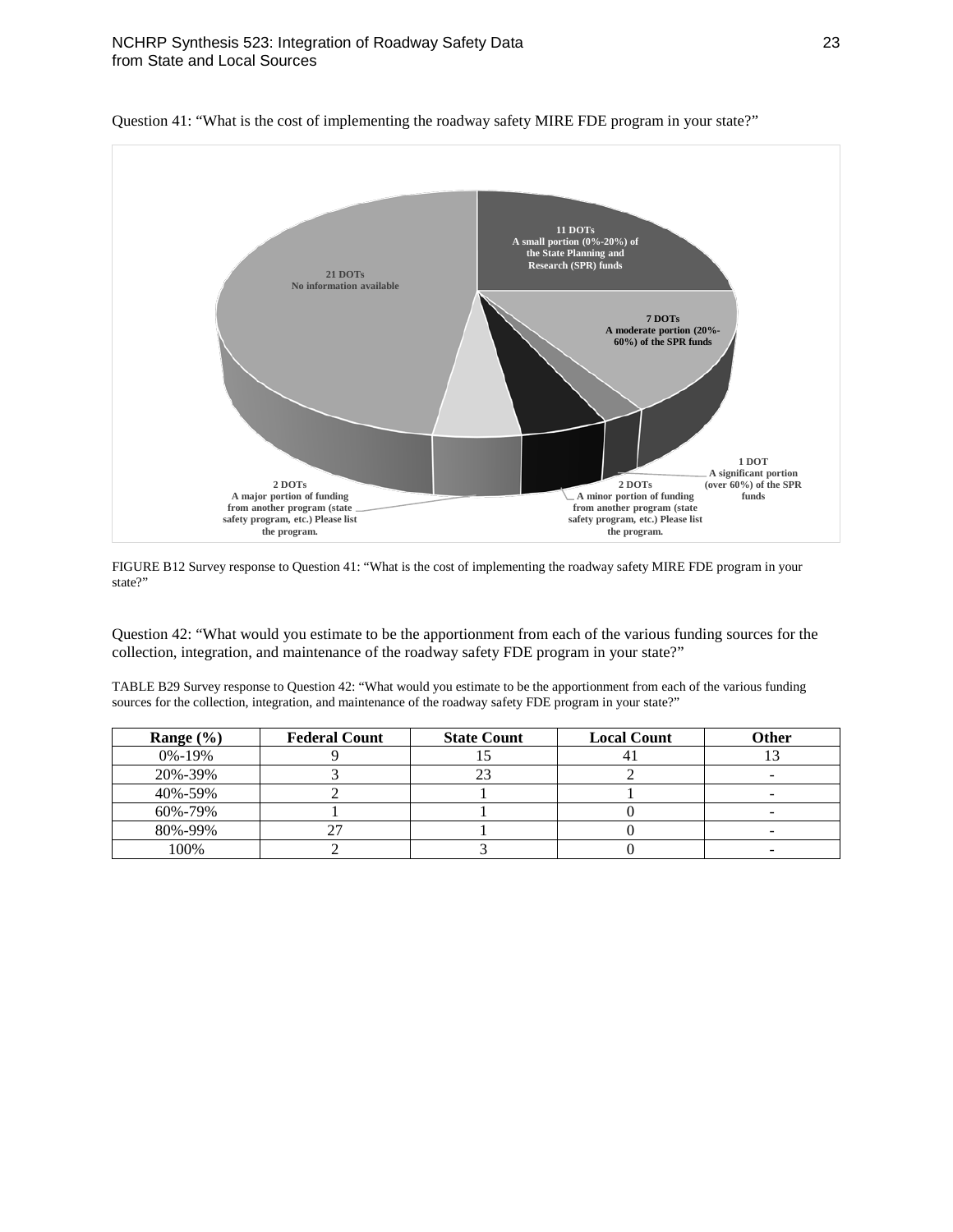Question 41: "What is the cost of implementing the roadway safety MIRE FDE program in your state?"

FIGURE B12 Survey response to Question 41: "What is the cost of implementing the roadway safety MIRE FDE program in your state?"

Question 42: "What would you estimate to be the apportionment from each of the various funding sources for the collection, integration, and maintenance of the roadway safety FDE program in your state?"

TABLE B29 Survey response to Question 42: "What would you estimate to be the apportionment from each of the various funding sources for the collection, integration, and maintenance of the roadway safety FDE program in your state?"

| Range (%) | Federal Count | State Count | Local Count | Other |
|---|---|---|---|---|
| 0%-19% | 9 | 15 | 41 | 13 |
| 20%-39% | 3 | 23 | 2 | - |
| 40%-59% | 2 | 1 | 1 | - |
| 60%-79% | 1 | 1 | 0 | - |
| 80%-99% | 27 | 1 | 0 | - |
| 100% | 2 | 3 | 0 | - |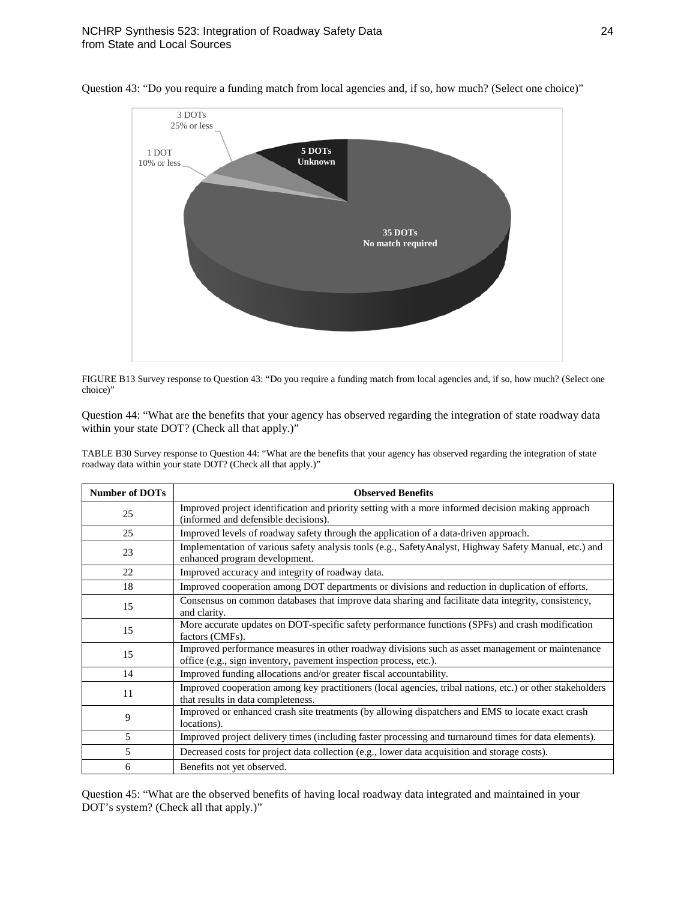Question 43: "Do you require a funding match from local agencies and, if so, how much? (Select one choice)"

FIGURE B13 Survey response to Question 43: "Do you require a funding match from local agencies and, if so, how much? (Select one choice)"

Question 44: "What are the benefits that your agency has observed regarding the integration of state roadway data within your state DOT? (Check all that apply.)"

TABLE B30 Survey response to Question 44: "What are the benefits that your agency has observed regarding the integration of state roadway data within your state DOT? (Check all that apply.)"

| Number of DOTs | Observed Benefits |
|---|---|
| 25 | Improved project identification and priority setting with a more informed decision making approach (informed and defensible decisions). |
| 25 | Improved levels of roadway safety through the application of a data-driven approach. |
| 23 | Implementation of various safety analysis tools (e.g., SafetyAnalyst, Highway Safety Manual, etc.) and enhanced program development. |
| 22 | Improved accuracy and integrity of roadway data. |
| 18 | Improved cooperation among DOT departments or divisions and reduction in duplication of efforts. |
| 15 | Consensus on common databases that improve data sharing and facilitate data integrity, consistency, and clarity. |
| 15 | More accurate updates on DOT-specific safety performance functions (SPFs) and crash modification factors (CMFs). |
| 15 | Improved performance measures in other roadway divisions such as asset management or maintenance office (e.g., sign inventory, pavement inspection process, etc.). |
| 14 | Improved funding allocations and/or greater fiscal accountability. |
| 11 | Improved cooperation among key practitioners (local agencies, tribal nations, etc.) or other stakeholders that results in data completeness. |
| 9 | Improved or enhanced crash site treatments (by allowing dispatchers and EMS to locate exact crash locations). |
| 5 | Improved project delivery times (including faster processing and turnaround times for data elements). |
| 5 | Decreased costs for project data collection (e.g., lower data acquisition and storage costs). |
| 6 | Benefits not yet observed. |

Question 45: "What are the observed benefits of having local roadway data integrated and maintained in your DOT's system? (Check all that apply.)"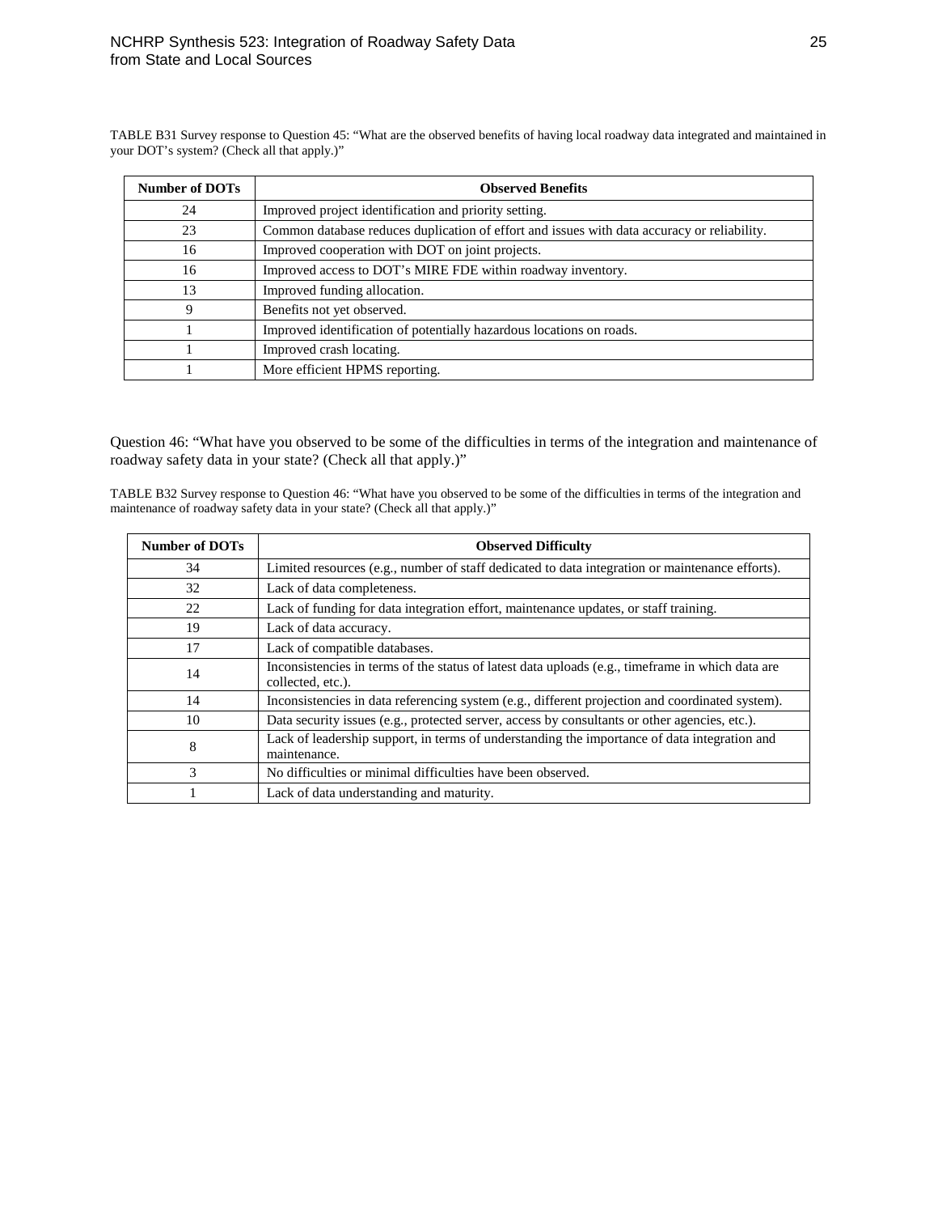TABLE B31 Survey response to Question 45: “What are the observed benefits of having local roadway data integrated and maintained in your DOT’s system? (Check all that apply.)”

| Number of DOTs | Observed Benefits |
| --- | --- |
| 24 | Improved project identification and priority setting. |
| 23 | Common database reduces duplication of effort and issues with data accuracy or reliability. |
| 16 | Improved cooperation with DOT on joint projects. |
| 16 | Improved access to DOT’s MIRE FDE within roadway inventory. |
| 13 | Improved funding allocation. |
| 9 | Benefits not yet observed. |
| 1 | Improved identification of potentially hazardous locations on roads. |
| 1 | Improved crash locating. |
| 1 | More efficient HPMS reporting. |

Question 46: “What have you observed to be some of the difficulties in terms of the integration and maintenance of roadway safety data in your state? (Check all that apply.)”

TABLE B32 Survey response to Question 46: “What have you observed to be some of the difficulties in terms of the integration and maintenance of roadway safety data in your state? (Check all that apply.)”

| Number of DOTs | Observed Difficulty |
| --- | --- |
| 34 | Limited resources (e.g., number of staff dedicated to data integration or maintenance efforts). |
| 32 | Lack of data completeness. |
| 22 | Lack of funding for data integration effort, maintenance updates, or staff training. |
| 19 | Lack of data accuracy. |
| 17 | Lack of compatible databases. |
| 14 | Inconsistencies in terms of the status of latest data uploads (e.g., timeframe in which data are collected, etc.). |
| 14 | Inconsistencies in data referencing system (e.g., different projection and coordinated system). |
| 10 | Data security issues (e.g., protected server, access by consultants or other agencies, etc.). |
| 8 | Lack of leadership support, in terms of understanding the importance of data integration and maintenance. |
| 3 | No difficulties or minimal difficulties have been observed. |
| 1 | Lack of data understanding and maturity. |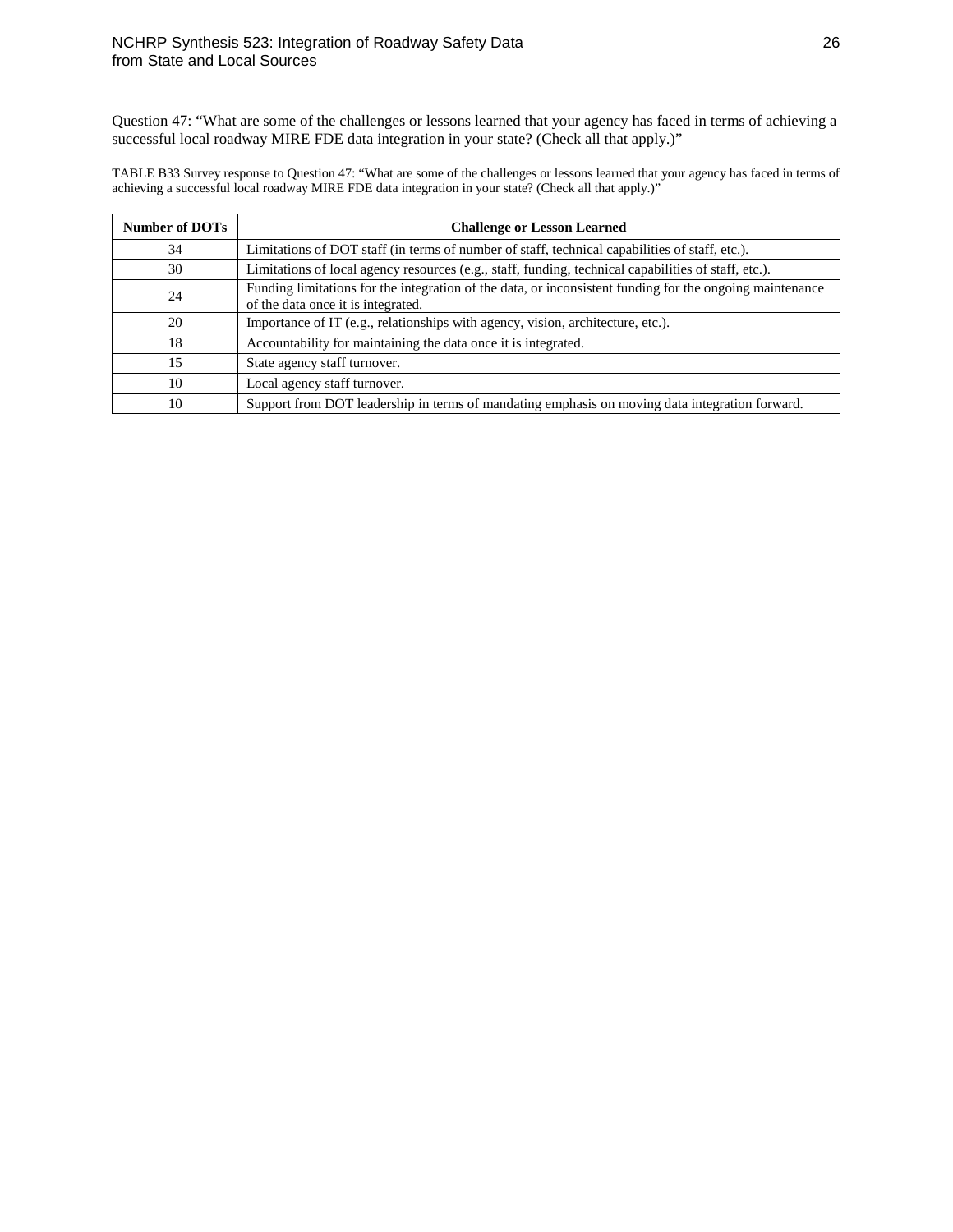Question 47: "What are some of the challenges or lessons learned that your agency has faced in terms of achieving a successful local roadway MIRE FDE data integration in your state? (Check all that apply.)"

TABLE B33 Survey response to Question 47: "What are some of the challenges or lessons learned that your agency has faced in terms of achieving a successful local roadway MIRE FDE data integration in your state? (Check all that apply.)"

| Number of DOTs | Challenge or Lesson Learned |
|---|---|
| 34 | Limitations of DOT staff (in terms of number of staff, technical capabilities of staff, etc.). |
| 30 | Limitations of local agency resources (e.g., staff, funding, technical capabilities of staff, etc.). |
| 24 | Funding limitations for the integration of the data, or inconsistent funding for the ongoing maintenance of the data once it is integrated. |
| 20 | Importance of IT (e.g., relationships with agency, vision, architecture, etc.). |
| 18 | Accountability for maintaining the data once it is integrated. |
| 15 | State agency staff turnover. |
| 10 | Local agency staff turnover. |
| 10 | Support from DOT leadership in terms of mandating emphasis on moving data integration forward. |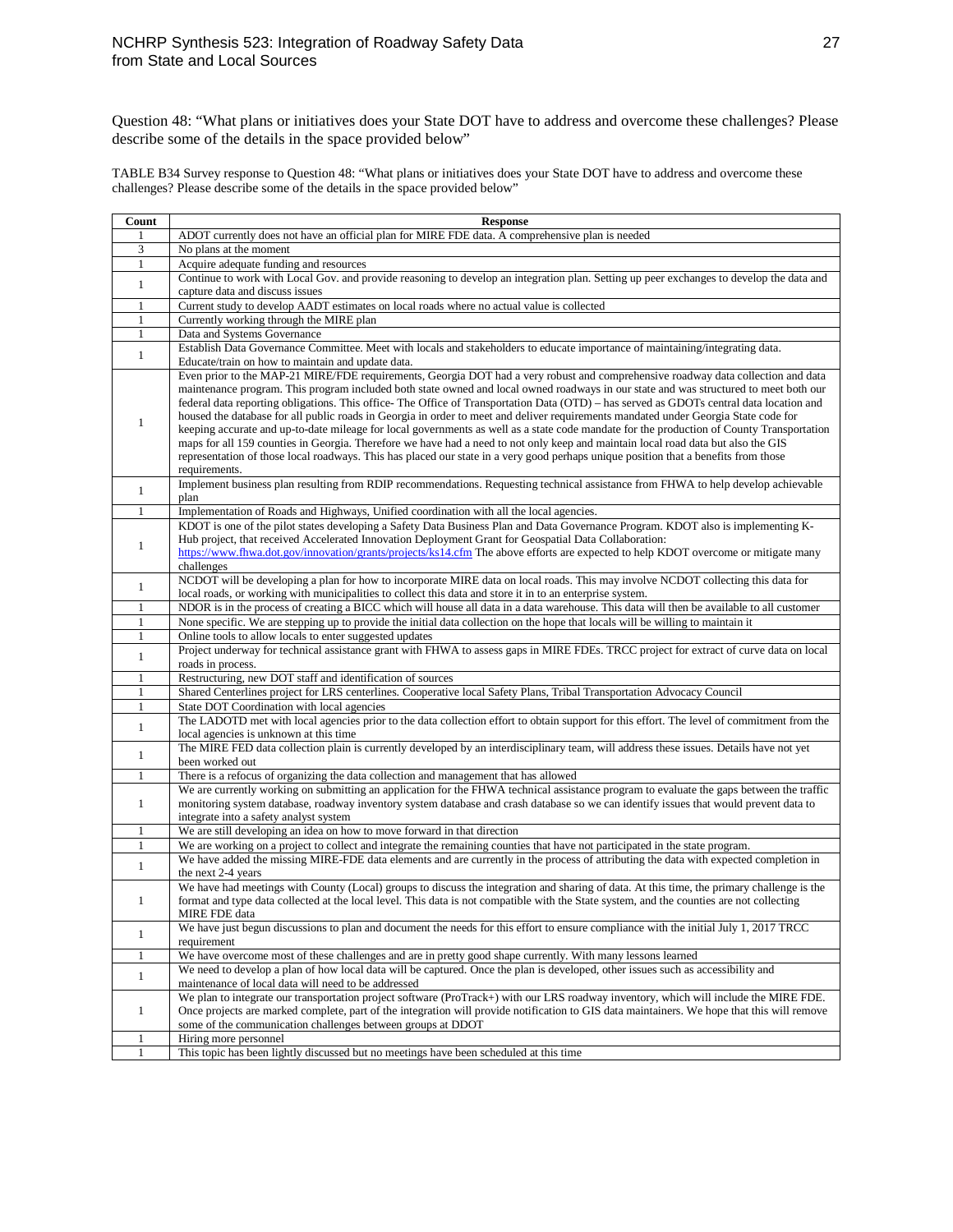Question 48: "What plans or initiatives does your State DOT have to address and overcome these challenges? Please describe some of the details in the space provided below"

TABLE B34 Survey response to Question 48: "What plans or initiatives does your State DOT have to address and overcome these challenges? Please describe some of the details in the space provided below"

| Count | Response |
|---|---|
| 1 | ADOT currently does not have an official plan for MIRE FDE data. A comprehensive plan is needed |
| 3 | No plans at the moment |
| 1 | Acquire adequate funding and resources |
| 1 | Continue to work with Local Gov. and provide reasoning to develop an integration plan. Setting up peer exchanges to develop the data and capture data and discuss issues |
| 1 | Current study to develop AADT estimates on local roads where no actual value is collected |
| 1 | Currently working through the MIRE plan |
| 1 | Data and Systems Governance |
| 1 | Establish Data Governance Committee. Meet with locals and stakeholders to educate importance of maintaining/integrating data. Educate/train on how to maintain and update data. |
| 1 | Even prior to the MAP-21 MIRE/FDE requirements, Georgia DOT had a very robust and comprehensive roadway data collection and data maintenance program. This program included both state owned and local owned roadways in our state and was structured to meet both our federal data reporting obligations. This office- The Office of Transportation Data (OTD) – has served as GDOTs central data location and housed the database for all public roads in Georgia in order to meet and deliver requirements mandated under Georgia State code for keeping accurate and up-to-date mileage for local governments as well as a state code mandate for the production of County Transportation maps for all 159 counties in Georgia. Therefore we have had a need to not only keep and maintain local road data but also the GIS representation of those local roadways. This has placed our state in a very good perhaps unique position that a benefits from those requirements. |
| 1 | Implement business plan resulting from RDIP recommendations. Requesting technical assistance from FHWA to help develop achievable plan |
| 1 | Implementation of Roads and Highways, Unified coordination with all the local agencies. |
| 1 | KDOT is one of the pilot states developing a Safety Data Business Plan and Data Governance Program. KDOT also is implementing K-Hub project, that received Accelerated Innovation Deployment Grant for Geospatial Data Collaboration: https://www.fhwa.dot.gov/innovation/grants/projects/ks14.cfm The above efforts are expected to help KDOT overcome or mitigate many challenges |
| 1 | NCDOT will be developing a plan for how to incorporate MIRE data on local roads. This may involve NCDOT collecting this data for local roads, or working with municipalities to collect this data and store it in to an enterprise system. |
| 1 | NDOR is in the process of creating a BICC which will house all data in a data warehouse. This data will then be available to all customer |
| 1 | None specific. We are stepping up to provide the initial data collection on the hope that locals will be willing to maintain it |
| 1 | Online tools to allow locals to enter suggested updates |
| 1 | Project underway for technical assistance grant with FHWA to assess gaps in MIRE FDEs. TRCC project for extract of curve data on local roads in process. |
| 1 | Restructuring, new DOT staff and identification of sources |
| 1 | Shared Centerlines project for LRS centerlines. Cooperative local Safety Plans, Tribal Transportation Advocacy Council |
| 1 | State DOT Coordination with local agencies |
| 1 | The LADOTD met with local agencies prior to the data collection effort to obtain support for this effort. The level of commitment from the local agencies is unknown at this time |
| 1 | The MIRE FED data collection plain is currently developed by an interdisciplinary team, will address these issues. Details have not yet been worked out |
| 1 | There is a refocus of organizing the data collection and management that has allowed |
| 1 | We are currently working on submitting an application for the FHWA technical assistance program to evaluate the gaps between the traffic monitoring system database, roadway inventory system database and crash database so we can identify issues that would prevent data to integrate into a safety analyst system |
| 1 | We are still developing an idea on how to move forward in that direction |
| 1 | We are working on a project to collect and integrate the remaining counties that have not participated in the state program. |
| 1 | We have added the missing MIRE-FDE data elements and are currently in the process of attributing the data with expected completion in the next 2-4 years |
| 1 | We have had meetings with County (Local) groups to discuss the integration and sharing of data. At this time, the primary challenge is the format and type data collected at the local level. This data is not compatible with the State system, and the counties are not collecting MIRE FDE data |
| 1 | We have just begun discussions to plan and document the needs for this effort to ensure compliance with the initial July 1, 2017 TRCC requirement |
| 1 | We have overcome most of these challenges and are in pretty good shape currently. With many lessons learned |
| 1 | We need to develop a plan of how local data will be captured. Once the plan is developed, other issues such as accessibility and maintenance of local data will need to be addressed |
| 1 | We plan to integrate our transportation project software (ProTrack+) with our LRS roadway inventory, which will include the MIRE FDE. Once projects are marked complete, part of the integration will provide notification to GIS data maintainers. We hope that this will remove some of the communication challenges between groups at DDOT |
| 1 | Hiring more personnel |
| 1 | This topic has been lightly discussed but no meetings have been scheduled at this time |